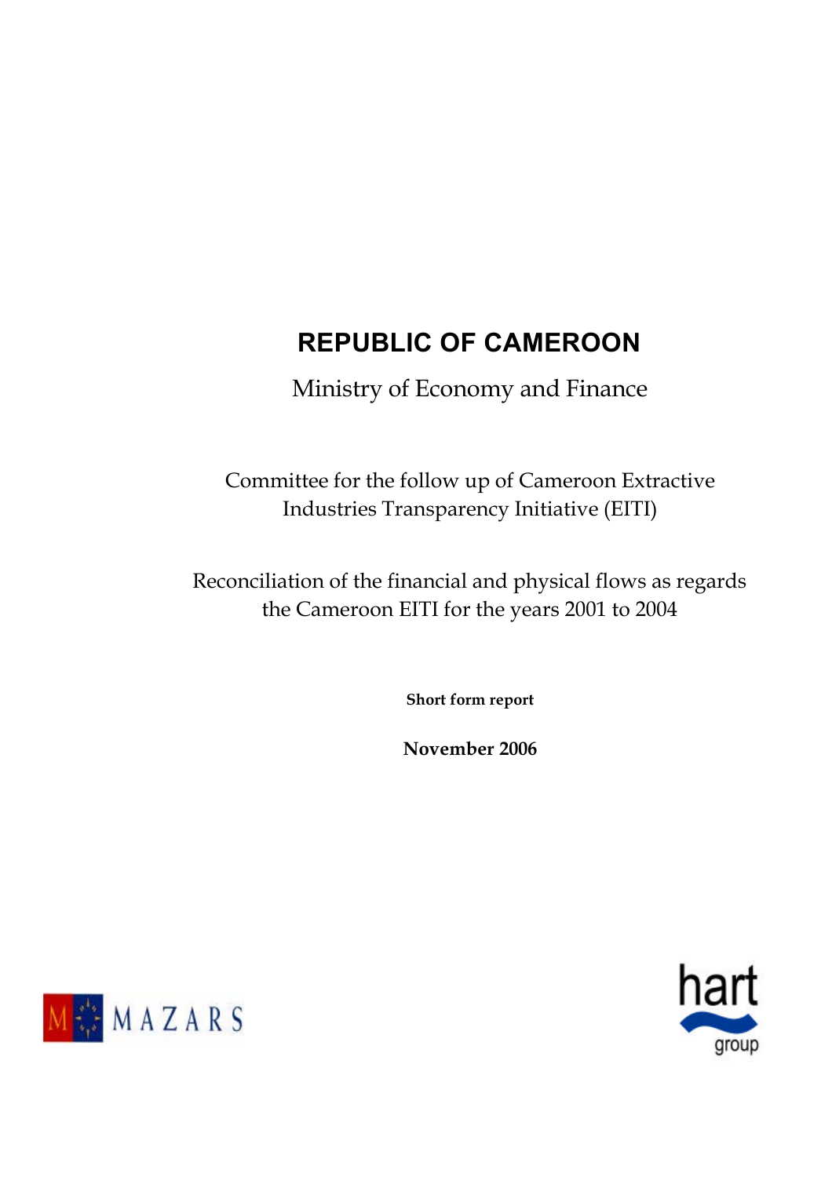# REPUBLIC OF CAMEROON

Ministry of Economy and Finance

Committee for the follow up of Cameroon Extractive Industries Transparency Initiative (EITI)

Reconciliation of the financial and physical flows as regards the Cameroon EITI for the years 2001 to 2004

**Short form report**

**November 2006**

MAZARS

hart group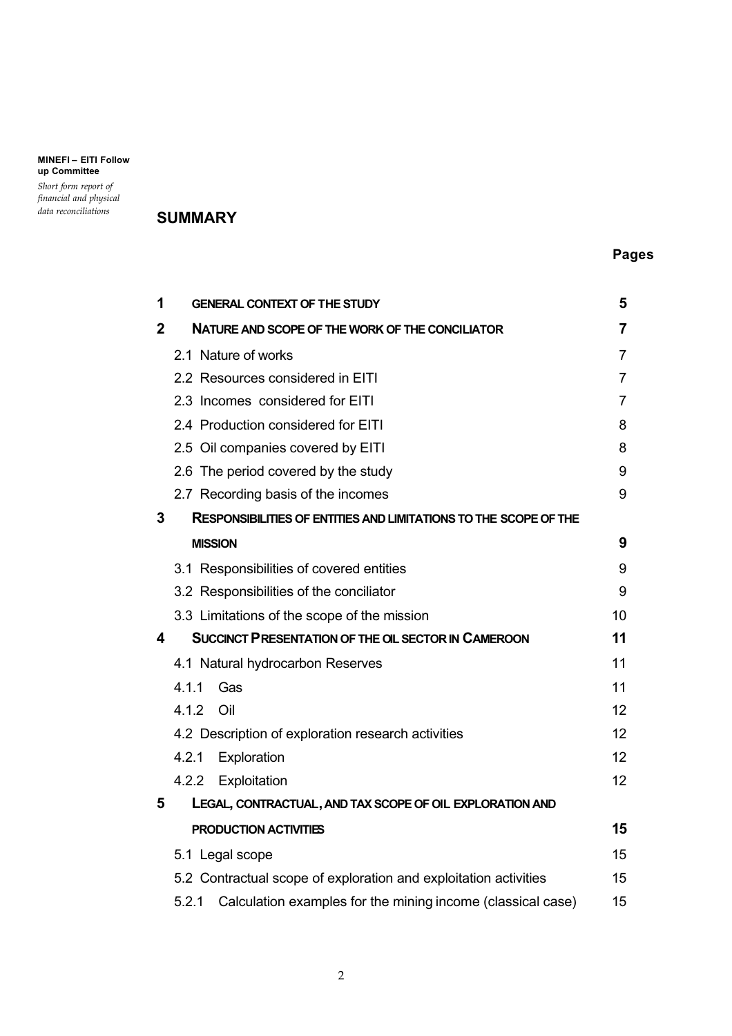## SUMMARY

| | | Pages |
|---|---|---|
| **1** | **GENERAL CONTEXT OF THE STUDY** | **5** |
| **2** | **NATURE AND SCOPE OF THE WORK OF THE CONCILIATOR** | **7** |
| | 2.1 Nature of works | 7 |
| | 2.2 Resources considered in EITI | 7 |
| | 2.3 Incomes considered for EITI | 7 |
| | 2.4 Production considered for EITI | 8 |
| | 2.5 Oil companies covered by EITI | 8 |
| | 2.6 The period covered by the study | 9 |
| | 2.7 Recording basis of the incomes | 9 |
| **3** | **RESPONSIBILITIES OF ENTITIES AND LIMITATIONS TO THE SCOPE OF THE MISSION** | **9** |
| | 3.1 Responsibilities of covered entities | 9 |
| | 3.2 Responsibilities of the conciliator | 9 |
| | 3.3 Limitations of the scope of the mission | 10 |
| **4** | **SUCCINCT PRESENTATION OF THE OIL SECTOR IN CAMEROON** | **11** |
| | 4.1 Natural hydrocarbon Reserves | 11 |
| | 4.1.1 Gas | 11 |
| | 4.1.2 Oil | 12 |
| | 4.2 Description of exploration research activities | 12 |
| | 4.2.1 Exploration | 12 |
| | 4.2.2 Exploitation | 12 |
| **5** | **LEGAL, CONTRACTUAL, AND TAX SCOPE OF OIL EXPLORATION AND PRODUCTION ACTIVITIES** | **15** |
| | 5.1 Legal scope | 15 |
| | 5.2 Contractual scope of exploration and exploitation activities | 15 |
| | 5.2.1 Calculation examples for the mining income (classical case) | 15 |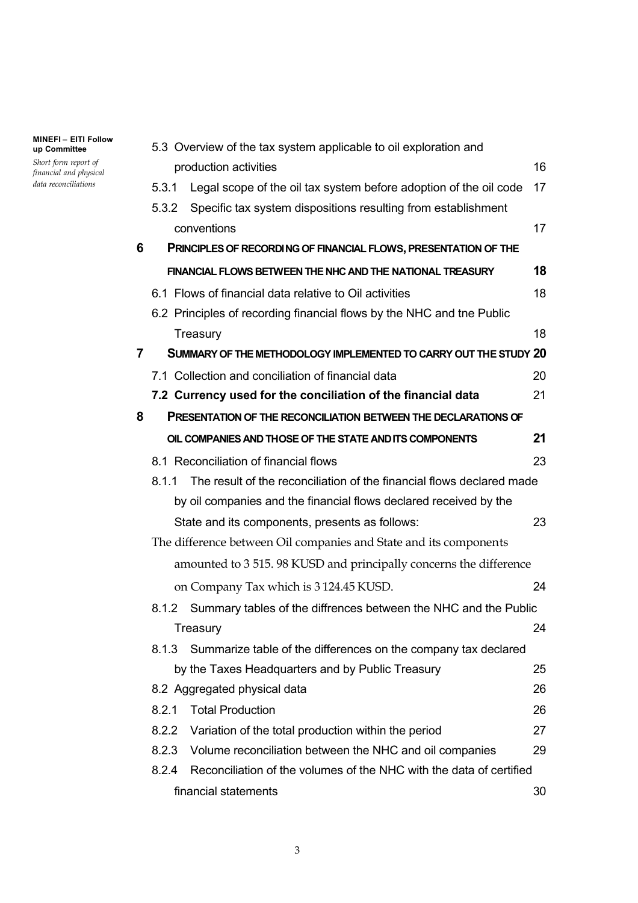5.3 Overview of the tax system applicable to oil exploration and production activities 16

5.3.1 Legal scope of the oil tax system before adoption of the oil code 17

5.3.2 Specific tax system dispositions resulting from establishment conventions 17

**6 PRINCIPLES OF RECORDING OF FINANCIAL FLOWS, PRESENTATION OF THE FINANCIAL FLOWS BETWEEN THE NHC AND THE NATIONAL TREASURY 18**

6.1 Flows of financial data relative to Oil activities 18

6.2 Principles of recording financial flows by the NHC and tne Public Treasury 18

**7 SUMMARY OF THE METHODOLOGY IMPLEMENTED TO CARRY OUT THE STUDY 20**

7.1 Collection and conciliation of financial data 20

**7.2 Currency used for the conciliation of the financial data 21**

**8 PRESENTATION OF THE RECONCILIATION BETWEEN THE DECLARATIONS OF OIL COMPANIES AND THOSE OF THE STATE AND ITS COMPONENTS 21**

8.1 Reconciliation of financial flows 23

8.1.1 The result of the reconciliation of the financial flows declared made by oil companies and the financial flows declared received by the State and its components, presents as follows: 23

The difference between Oil companies and State and its components amounted to 3 515. 98 KUSD and principally concerns the difference on Company Tax which is 3 124.45 KUSD. 24

8.1.2 Summary tables of the diffrences between the NHC and the Public Treasury 24

8.1.3 Summarize table of the differences on the company tax declared by the Taxes Headquarters and by Public Treasury 25

8.2 Aggregated physical data 26

8.2.1 Total Production 26

8.2.2 Variation of the total production within the period 27

8.2.3 Volume reconciliation between the NHC and oil companies 29

8.2.4 Reconciliation of the volumes of the NHC with the data of certified financial statements 30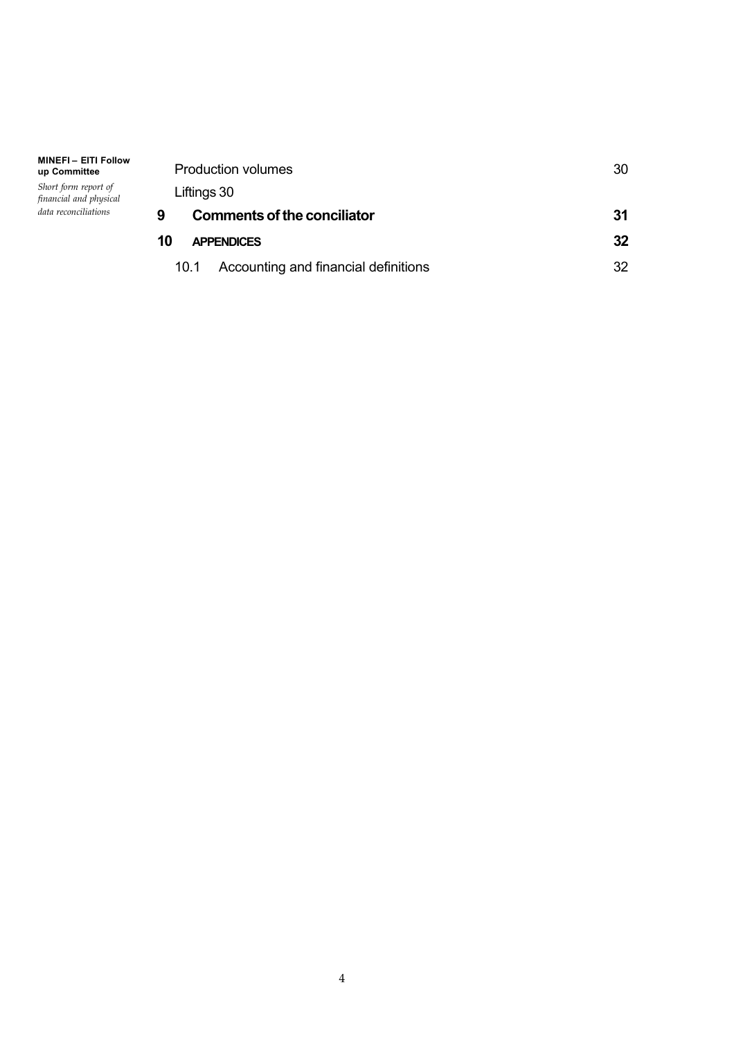| | | |
|---|---|---|
| | Production volumes | 30 |
| | Liftings 30 | |
| **9** | **Comments of the conciliator** | **31** |
| **10** | **APPENDICES** | **32** |
| | 10.1 Accounting and financial definitions | 32 |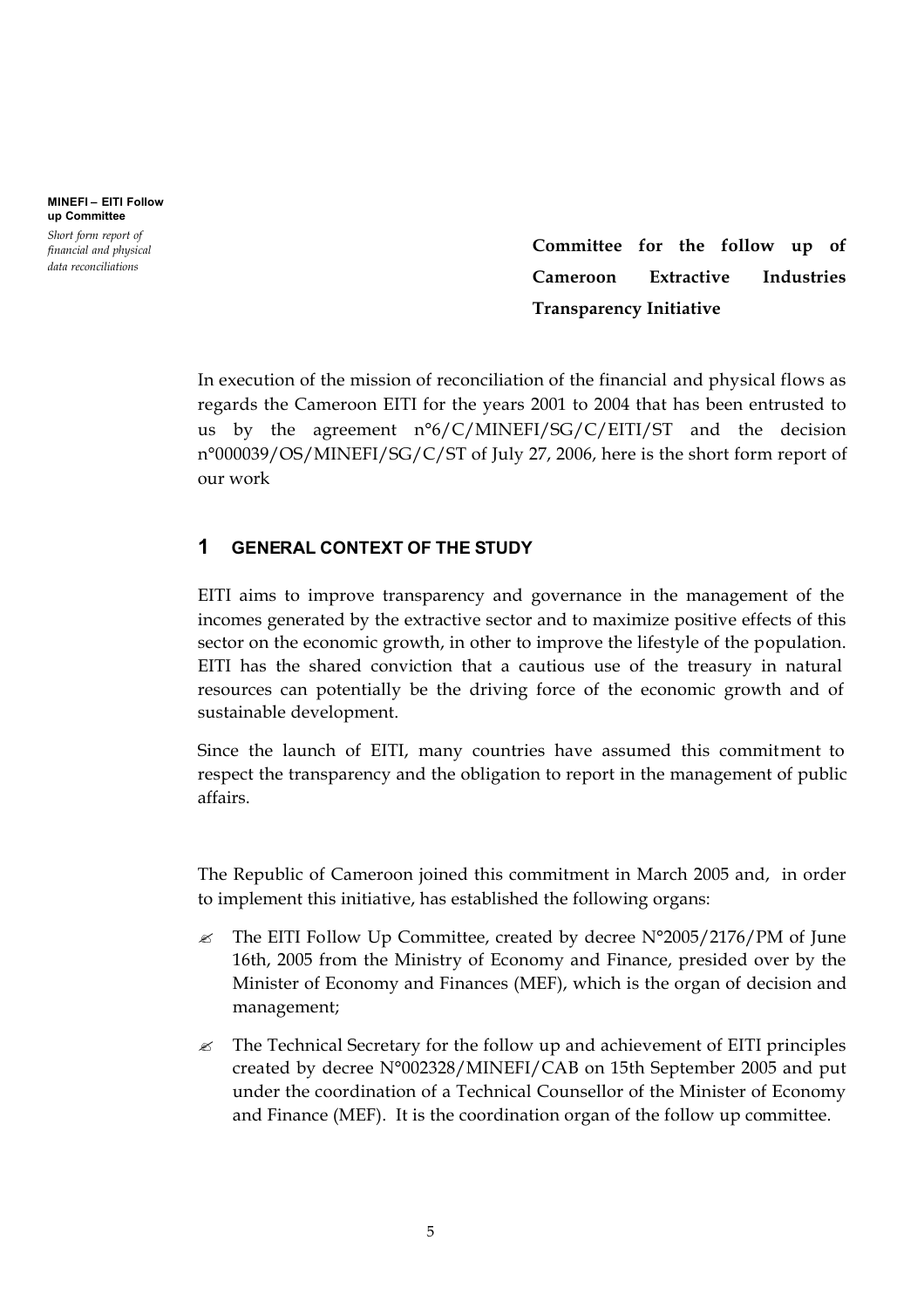**Committee for the follow up of Cameroon Extractive Industries Transparency Initiative**

In execution of the mission of reconciliation of the financial and physical flows as regards the Cameroon EITI for the years 2001 to 2004 that has been entrusted to us by the agreement n°6/C/MINEFI/SG/C/EITI/ST and the decision n°000039/OS/MINEFI/SG/C/ST of July 27, 2006, here is the short form report of our work

## 1 GENERAL CONTEXT OF THE STUDY

EITI aims to improve transparency and governance in the management of the incomes generated by the extractive sector and to maximize positive effects of this sector on the economic growth, in other to improve the lifestyle of the population. EITI has the shared conviction that a cautious use of the treasury in natural resources can potentially be the driving force of the economic growth and of sustainable development.

Since the launch of EITI, many countries have assumed this commitment to respect the transparency and the obligation to report in the management of public affairs.

The Republic of Cameroon joined this commitment in March 2005 and, in order to implement this initiative, has established the following organs:

- The EITI Follow Up Committee, created by decree N°2005/2176/PM of June 16th, 2005 from the Ministry of Economy and Finance, presided over by the Minister of Economy and Finances (MEF), which is the organ of decision and management;
- The Technical Secretary for the follow up and achievement of EITI principles created by decree N°002328/MINEFI/CAB on 15th September 2005 and put under the coordination of a Technical Counsellor of the Minister of Economy and Finance (MEF). It is the coordination organ of the follow up committee.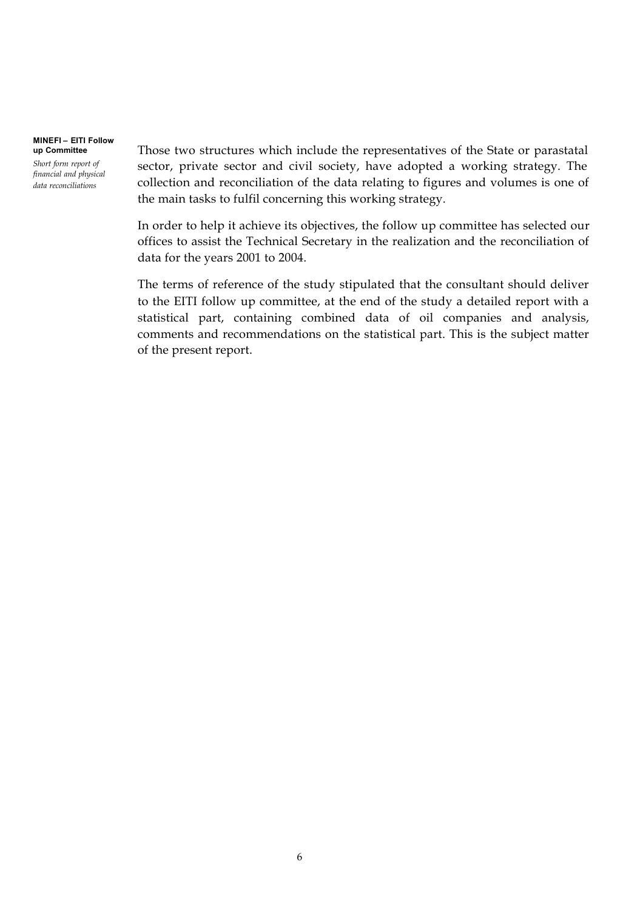Those two structures which include the representatives of the State or parastatal sector, private sector and civil society, have adopted a working strategy. The collection and reconciliation of the data relating to figures and volumes is one of the main tasks to fulfil concerning this working strategy.

In order to help it achieve its objectives, the follow up committee has selected our offices to assist the Technical Secretary in the realization and the reconciliation of data for the years 2001 to 2004.

The terms of reference of the study stipulated that the consultant should deliver to the EITI follow up committee, at the end of the study a detailed report with a statistical part, containing combined data of oil companies and analysis, comments and recommendations on the statistical part. This is the subject matter of the present report.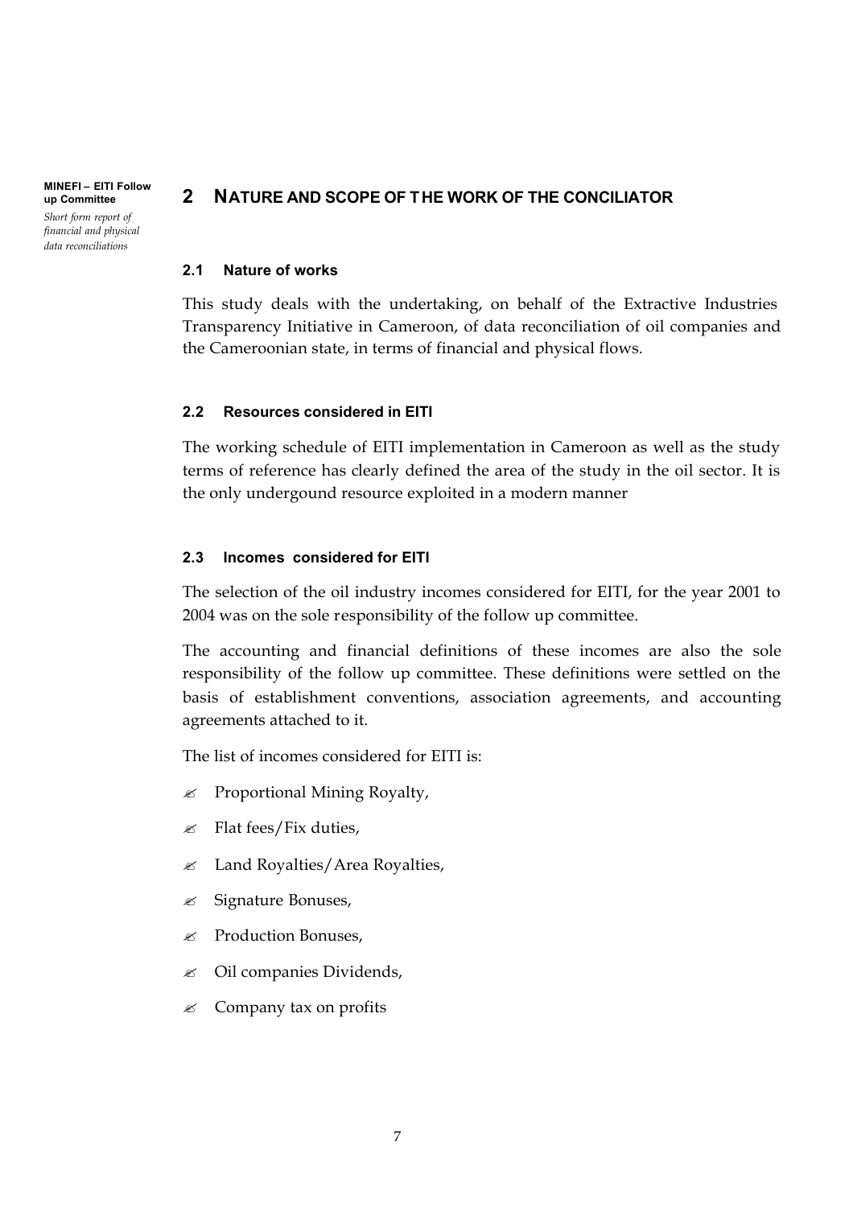## 2 NATURE AND SCOPE OF THE WORK OF THE CONCILIATOR

### 2.1 Nature of works

This study deals with the undertaking, on behalf of the Extractive Industries Transparency Initiative in Cameroon, of data reconciliation of oil companies and the Cameroonian state, in terms of financial and physical flows.

### 2.2 Resources considered in EITI

The working schedule of EITI implementation in Cameroon as well as the study terms of reference has clearly defined the area of the study in the oil sector. It is the only undergound resource exploited in a modern manner

### 2.3 Incomes considered for EITI

The selection of the oil industry incomes considered for EITI, for the year 2001 to 2004 was on the sole responsibility of the follow up committee.

The accounting and financial definitions of these incomes are also the sole responsibility of the follow up committee. These definitions were settled on the basis of establishment conventions, association agreements, and accounting agreements attached to it.

The list of incomes considered for EITI is:

- Proportional Mining Royalty,
- Flat fees/Fix duties,
- Land Royalties/Area Royalties,
- Signature Bonuses,
- Production Bonuses,
- Oil companies Dividends,
- Company tax on profits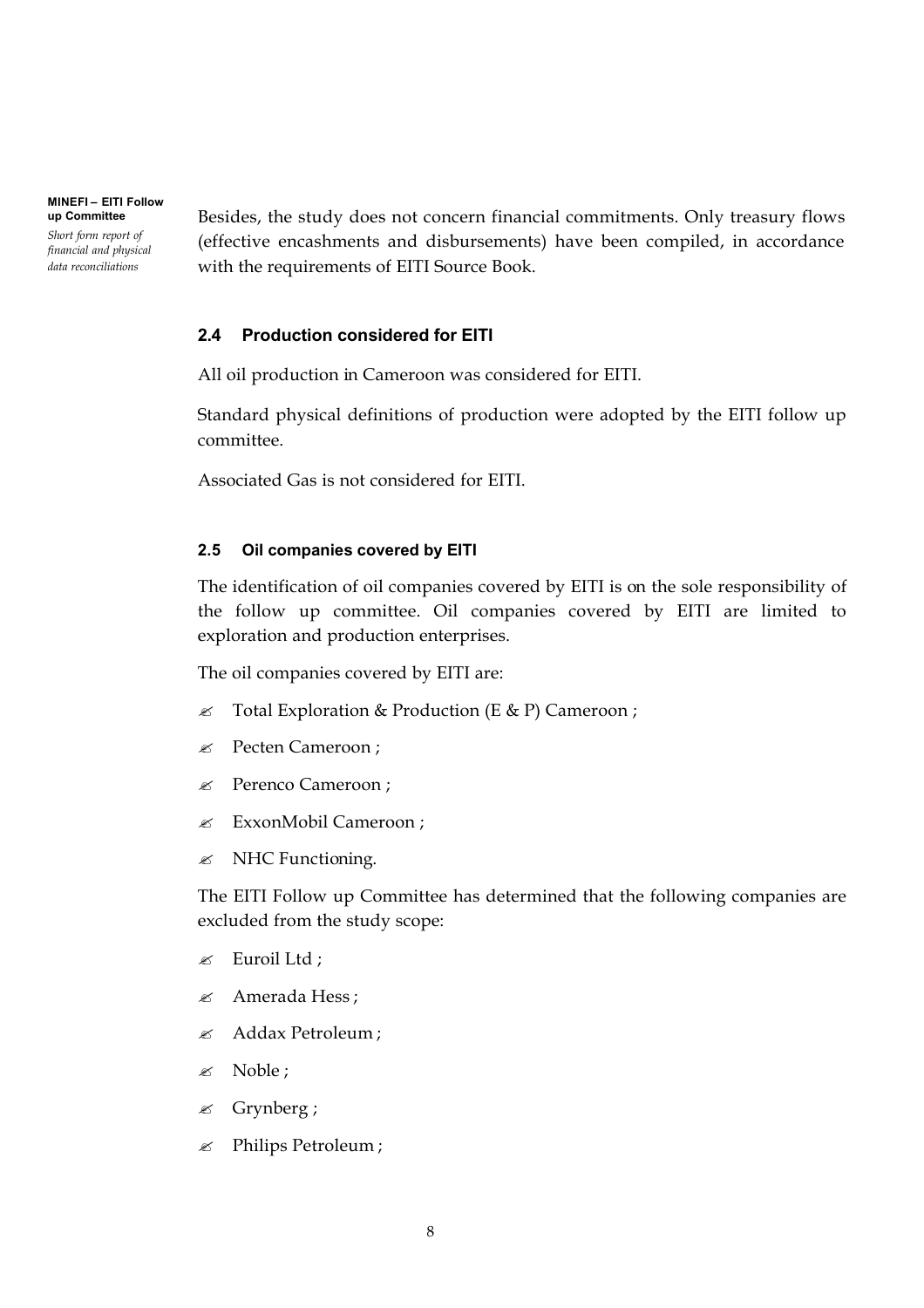Besides, the study does not concern financial commitments. Only treasury flows (effective encashments and disbursements) have been compiled, in accordance with the requirements of EITI Source Book.

### 2.4 Production considered for EITI

All oil production in Cameroon was considered for EITI.

Standard physical definitions of production were adopted by the EITI follow up committee.

Associated Gas is not considered for EITI.

### 2.5 Oil companies covered by EITI

The identification of oil companies covered by EITI is on the sole responsibility of the follow up committee. Oil companies covered by EITI are limited to exploration and production enterprises.

The oil companies covered by EITI are:

- Total Exploration & Production (E & P) Cameroon ;
- Pecten Cameroon ;
- Perenco Cameroon ;
- ExxonMobil Cameroon ;
- NHC Functioning.

The EITI Follow up Committee has determined that the following companies are excluded from the study scope:

- Euroil Ltd ;
- Amerada Hess ;
- Addax Petroleum ;
- Noble ;
- Grynberg ;
- Philips Petroleum ;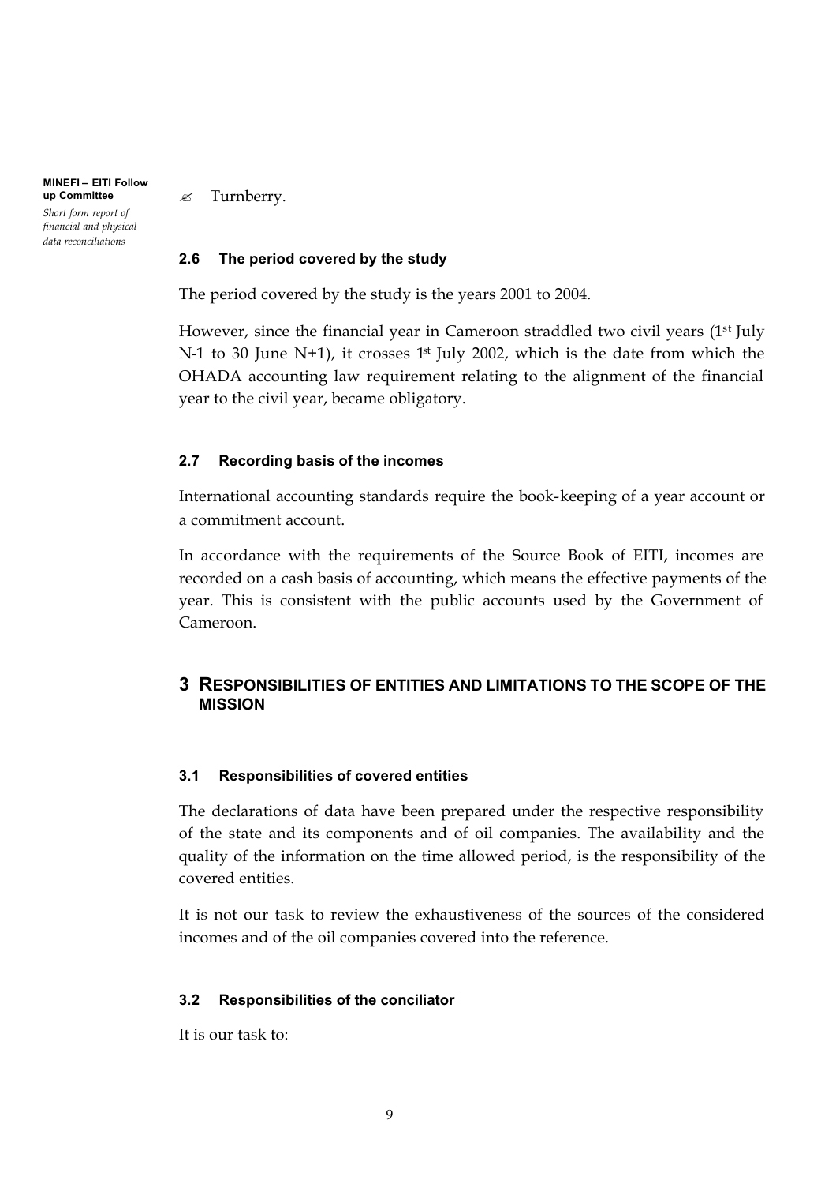- Turnberry.

### 2.6 The period covered by the study

The period covered by the study is the years 2001 to 2004.

However, since the financial year in Cameroon straddled two civil years (1st July N-1 to 30 June N+1), it crosses 1st July 2002, which is the date from which the OHADA accounting law requirement relating to the alignment of the financial year to the civil year, became obligatory.

### 2.7 Recording basis of the incomes

International accounting standards require the book-keeping of a year account or a commitment account.

In accordance with the requirements of the Source Book of EITI, incomes are recorded on a cash basis of accounting, which means the effective payments of the year. This is consistent with the public accounts used by the Government of Cameroon.

## 3 RESPONSIBILITIES OF ENTITIES AND LIMITATIONS TO THE SCOPE OF THE MISSION

### 3.1 Responsibilities of covered entities

The declarations of data have been prepared under the respective responsibility of the state and its components and of oil companies. The availability and the quality of the information on the time allowed period, is the responsibility of the covered entities.

It is not our task to review the exhaustiveness of the sources of the considered incomes and of the oil companies covered into the reference.

### 3.2 Responsibilities of the conciliator

It is our task to: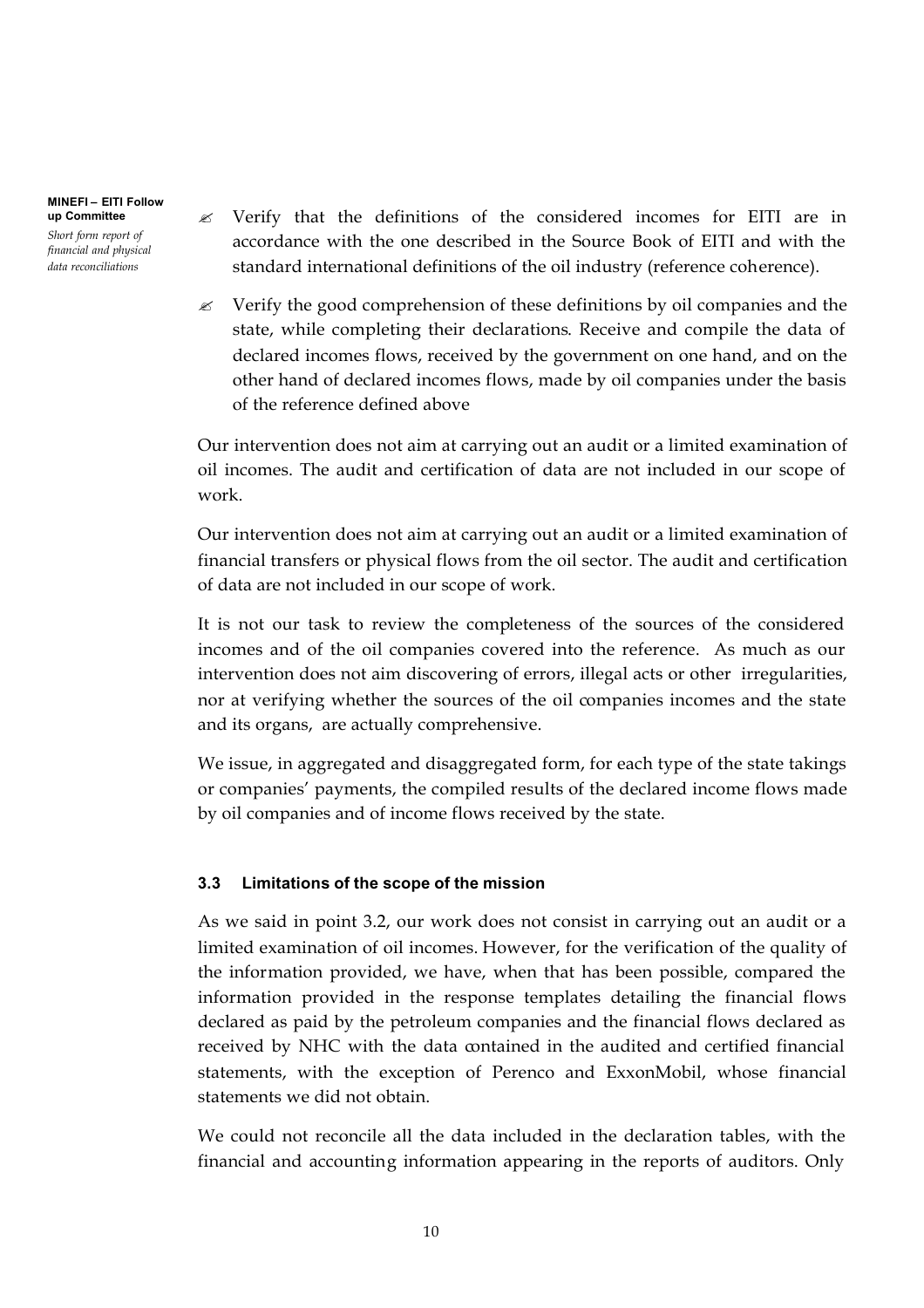- Verify that the definitions of the considered incomes for EITI are in accordance with the one described in the Source Book of EITI and with the standard international definitions of the oil industry (reference coherence).
- Verify the good comprehension of these definitions by oil companies and the state, while completing their declarations. Receive and compile the data of declared incomes flows, received by the government on one hand, and on the other hand of declared incomes flows, made by oil companies under the basis of the reference defined above

Our intervention does not aim at carrying out an audit or a limited examination of oil incomes. The audit and certification of data are not included in our scope of work.

Our intervention does not aim at carrying out an audit or a limited examination of financial transfers or physical flows from the oil sector. The audit and certification of data are not included in our scope of work.

It is not our task to review the completeness of the sources of the considered incomes and of the oil companies covered into the reference. As much as our intervention does not aim discovering of errors, illegal acts or other irregularities, nor at verifying whether the sources of the oil companies incomes and the state and its organs, are actually comprehensive.

We issue, in aggregated and disaggregated form, for each type of the state takings or companies' payments, the compiled results of the declared income flows made by oil companies and of income flows received by the state.

### 3.3 Limitations of the scope of the mission

As we said in point 3.2, our work does not consist in carrying out an audit or a limited examination of oil incomes. However, for the verification of the quality of the information provided, we have, when that has been possible, compared the information provided in the response templates detailing the financial flows declared as paid by the petroleum companies and the financial flows declared as received by NHC with the data contained in the audited and certified financial statements, with the exception of Perenco and ExxonMobil, whose financial statements we did not obtain.

We could not reconcile all the data included in the declaration tables, with the financial and accounting information appearing in the reports of auditors. Only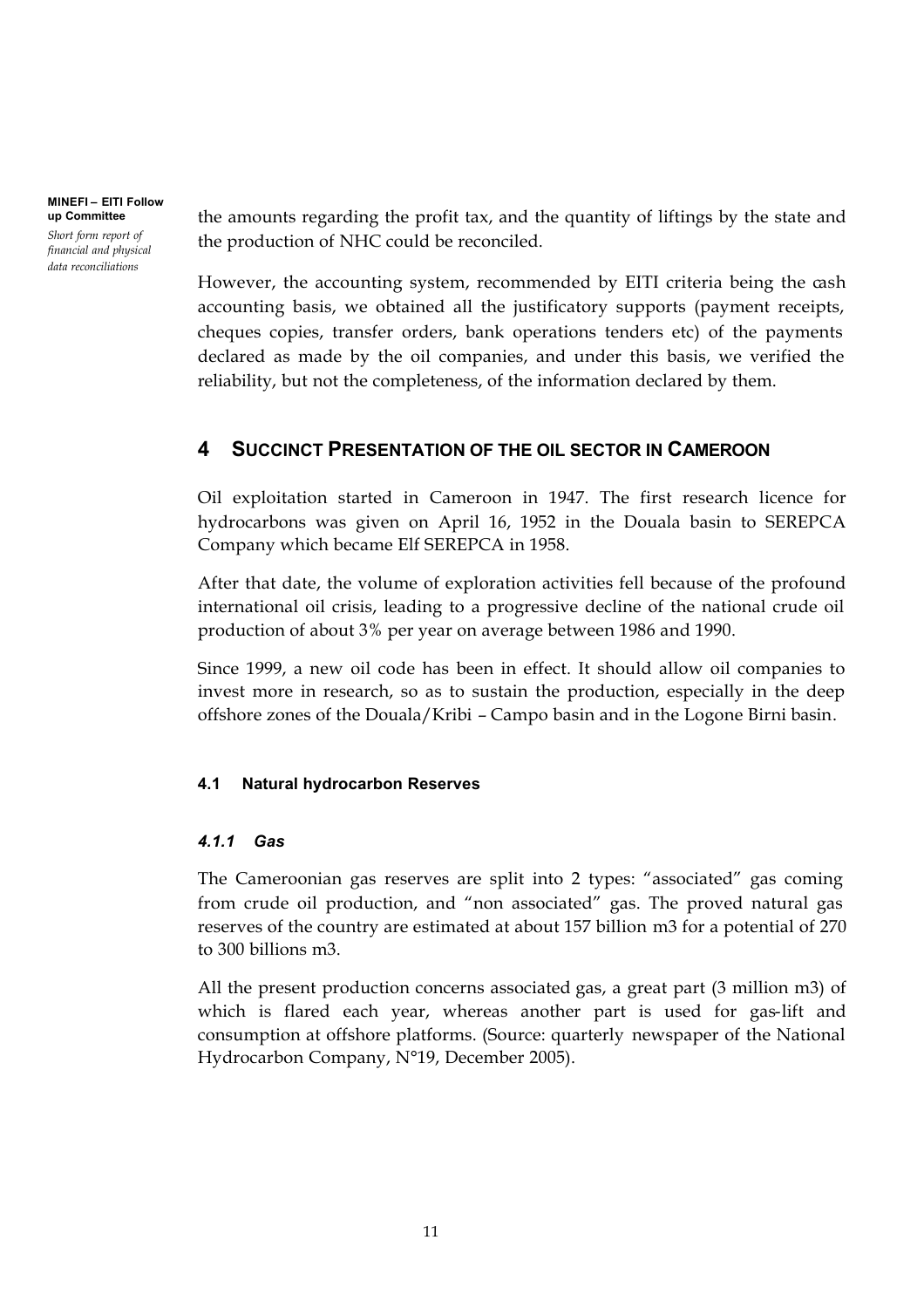the amounts regarding the profit tax, and the quantity of liftings by the state and the production of NHC could be reconciled.

However, the accounting system, recommended by EITI criteria being the cash accounting basis, we obtained all the justificatory supports (payment receipts, cheques copies, transfer orders, bank operations tenders etc) of the payments declared as made by the oil companies, and under this basis, we verified the reliability, but not the completeness, of the information declared by them.

# 4 SUCCINCT PRESENTATION OF THE OIL SECTOR IN CAMEROON

Oil exploitation started in Cameroon in 1947. The first research licence for hydrocarbons was given on April 16, 1952 in the Douala basin to SEREPCA Company which became Elf SEREPCA in 1958.

After that date, the volume of exploration activities fell because of the profound international oil crisis, leading to a progressive decline of the national crude oil production of about 3% per year on average between 1986 and 1990.

Since 1999, a new oil code has been in effect. It should allow oil companies to invest more in research, so as to sustain the production, especially in the deep offshore zones of the Douala/Kribi – Campo basin and in the Logone Birni basin.

## 4.1 Natural hydrocarbon Reserves

### *4.1.1 Gas*

The Cameroonian gas reserves are split into 2 types: "associated" gas coming from crude oil production, and "non associated" gas. The proved natural gas reserves of the country are estimated at about 157 billion m3 for a potential of 270 to 300 billions m3.

All the present production concerns associated gas, a great part (3 million m3) of which is flared each year, whereas another part is used for gas-lift and consumption at offshore platforms. (Source: quarterly newspaper of the National Hydrocarbon Company, N°19, December 2005).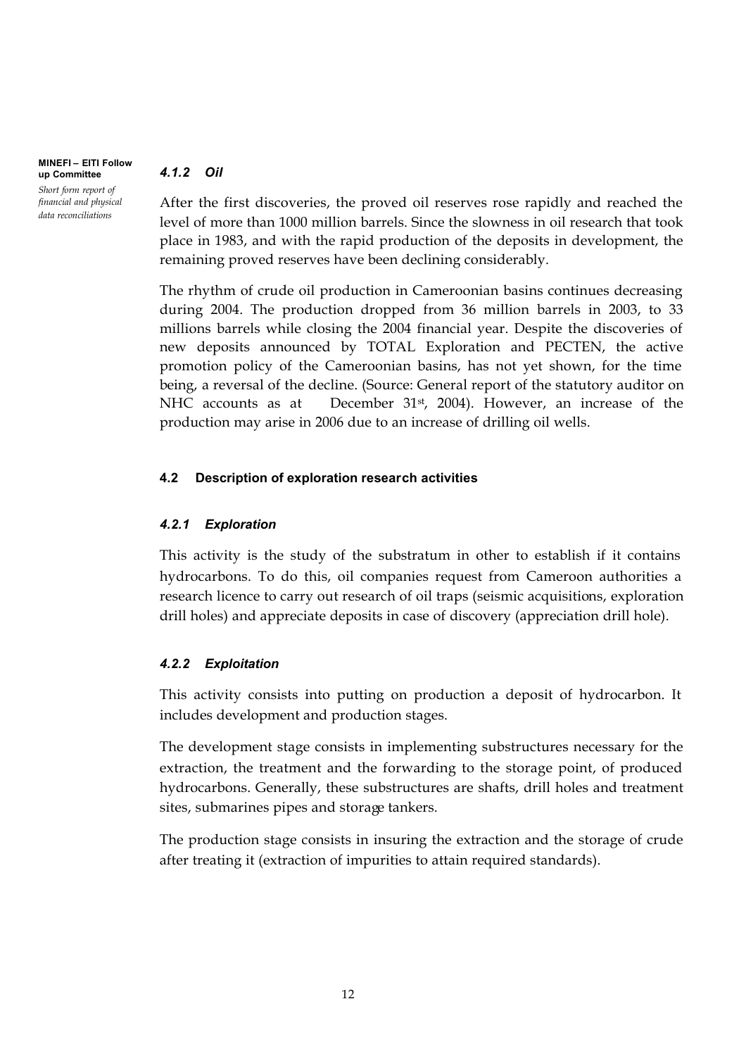#### *4.1.2 Oil*

After the first discoveries, the proved oil reserves rose rapidly and reached the level of more than 1000 million barrels. Since the slowness in oil research that took place in 1983, and with the rapid production of the deposits in development, the remaining proved reserves have been declining considerably.

The rhythm of crude oil production in Cameroonian basins continues decreasing during 2004. The production dropped from 36 million barrels in 2003, to 33 millions barrels while closing the 2004 financial year. Despite the discoveries of new deposits announced by TOTAL Exploration and PECTEN, the active promotion policy of the Cameroonian basins, has not yet shown, for the time being, a reversal of the decline. (Source: General report of the statutory auditor on NHC accounts as at December 31st, 2004). However, an increase of the production may arise in 2006 due to an increase of drilling oil wells.

### 4.2 Description of exploration research activities

#### *4.2.1 Exploration*

This activity is the study of the substratum in other to establish if it contains hydrocarbons. To do this, oil companies request from Cameroon authorities a research licence to carry out research of oil traps (seismic acquisitions, exploration drill holes) and appreciate deposits in case of discovery (appreciation drill hole).

#### *4.2.2 Exploitation*

This activity consists into putting on production a deposit of hydrocarbon. It includes development and production stages.

The development stage consists in implementing substructures necessary for the extraction, the treatment and the forwarding to the storage point, of produced hydrocarbons. Generally, these substructures are shafts, drill holes and treatment sites, submarines pipes and storage tankers.

The production stage consists in insuring the extraction and the storage of crude after treating it (extraction of impurities to attain required standards).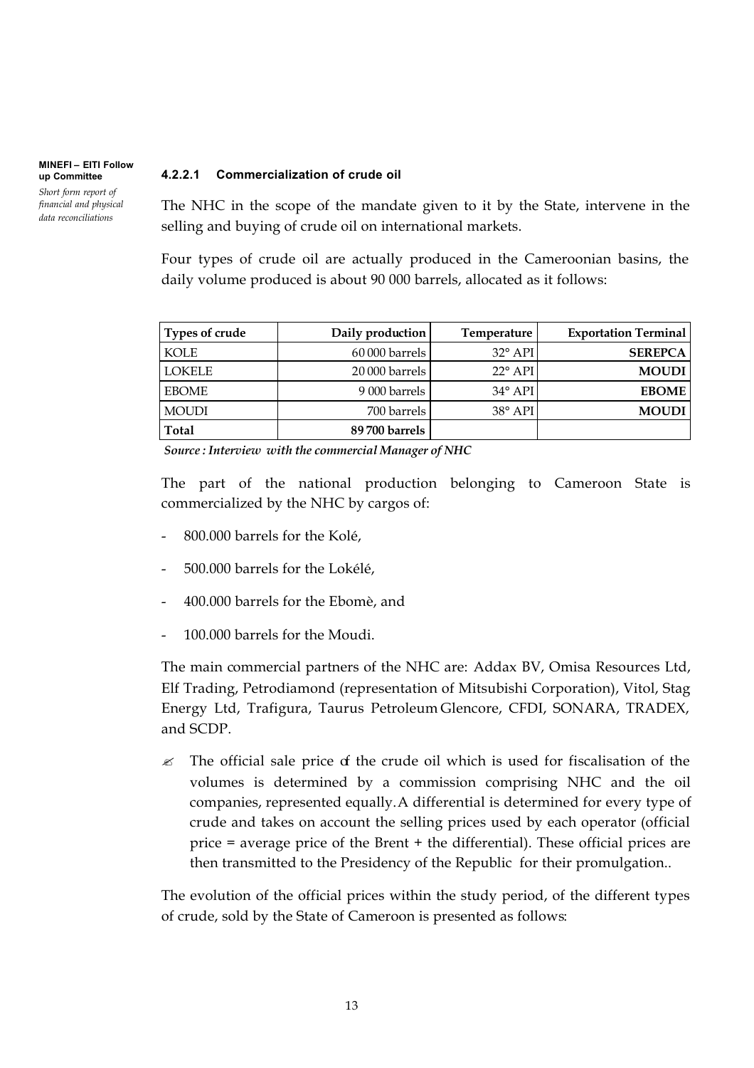#### 4.2.2.1 Commercialization of crude oil

The NHC in the scope of the mandate given to it by the State, intervene in the selling and buying of crude oil on international markets.

Four types of crude oil are actually produced in the Cameroonian basins, the daily volume produced is about 90 000 barrels, allocated as it follows:

| Types of crude | Daily production | Temperature | Exportation Terminal |
|---|---|---|---|
| KOLE | 60 000 barrels | 32° API | **SEREPCA** |
| LOKELE | 20 000 barrels | 22° API | **MOUDI** |
| EBOME | 9 000 barrels | 34° API | **EBOME** |
| MOUDI | 700 barrels | 38° API | **MOUDI** |
| **Total** | **89 700 barrels** | | |

*Source : Interview with the commercial Manager of NHC*

The part of the national production belonging to Cameroon State is commercialized by the NHC by cargos of:

- 800.000 barrels for the Kolé,
- 500.000 barrels for the Lokélé,
- 400.000 barrels for the Ebomè, and
- 100.000 barrels for the Moudi.

The main commercial partners of the NHC are: Addax BV, Omisa Resources Ltd, Elf Trading, Petrodiamond (representation of Mitsubishi Corporation), Vitol, Stag Energy Ltd, Trafigura, Taurus Petroleum Glencore, CFDI, SONARA, TRADEX, and SCDP.

- ✍ The official sale price of the crude oil which is used for fiscalisation of the volumes is determined by a commission comprising NHC and the oil companies, represented equally. A differential is determined for every type of crude and takes on account the selling prices used by each operator (official price = average price of the Brent + the differential). These official prices are then transmitted to the Presidency of the Republic for their promulgation..

The evolution of the official prices within the study period, of the different types of crude, sold by the State of Cameroon is presented as follows: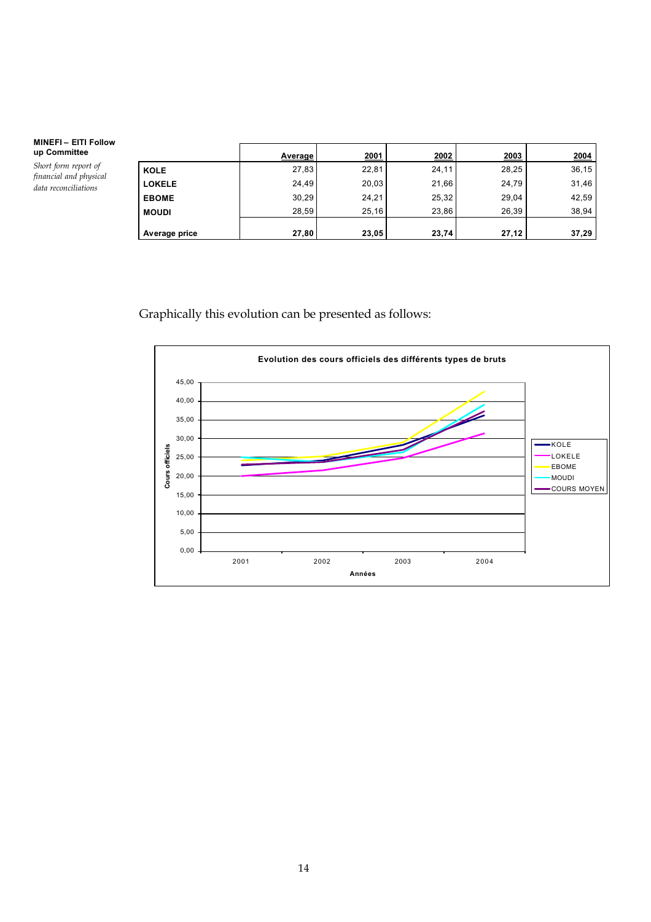| | Average | 2001 | 2002 | 2003 | 2004 |
|---|---|---|---|---|---|
| **KOLE** | 27,83 | 22,81 | 24,11 | 28,25 | 36,15 |
| **LOKELE** | 24,49 | 20,03 | 21,66 | 24,79 | 31,46 |
| **EBOME** | 30,29 | 24,21 | 25,32 | 29,04 | 42,59 |
| **MOUDI** | 28,59 | 25,16 | 23,86 | 26,39 | 38,94 |
| **Average price** | **27,80** | **23,05** | **23,74** | **27,12** | **37,29** |

Graphically this evolution can be presented as follows:

**Evolution des cours officiels des différents types de bruts**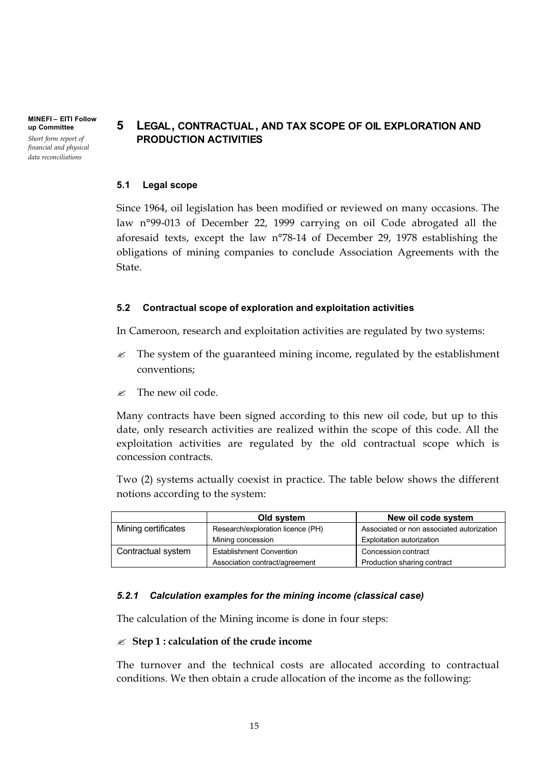# 5 LEGAL, CONTRACTUAL, AND TAX SCOPE OF OIL EXPLORATION AND PRODUCTION ACTIVITIES

## 5.1 Legal scope

Since 1964, oil legislation has been modified or reviewed on many occasions. The law n°99-013 of December 22, 1999 carrying on oil Code abrogated all the aforesaid texts, except the law n°78-14 of December 29, 1978 establishing the obligations of mining companies to conclude Association Agreements with the State.

## 5.2 Contractual scope of exploration and exploitation activities

In Cameroon, research and exploitation activities are regulated by two systems:

- The system of the guaranteed mining income, regulated by the establishment conventions;
- The new oil code.

Many contracts have been signed according to this new oil code, but up to this date, only research activities are realized within the scope of this code. All the exploitation activities are regulated by the old contractual scope which is concession contracts.

Two (2) systems actually coexist in practice. The table below shows the different notions according to the system:

| | Old system | New oil code system |
|---|---|---|
| Mining certificates | Research/exploration licence (PH)<br>Mining concession | Associated or non associated autorization<br>Exploitation autorization |
| Contractual system | Establishment Convention<br>Association contract/agreement | Concession contract<br>Production sharing contract |

### *5.2.1 Calculation examples for the mining income (classical case)*

The calculation of the Mining income is done in four steps:

- **Step 1 : calculation of the crude income**

The turnover and the technical costs are allocated according to contractual conditions. We then obtain a crude allocation of the income as the following: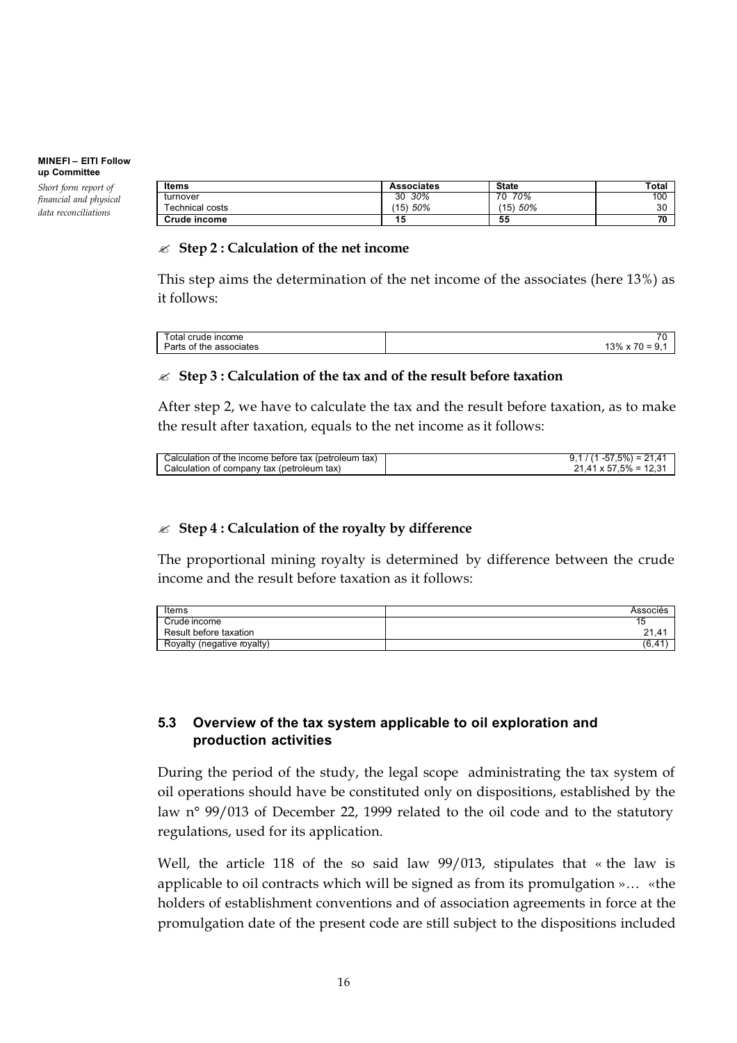| Items | Associates | State | Total |
|---|---|---|---|
| turnover | 30 *30%* | 70 *70%* | 100 |
| Technical costs | (15) *50%* | (15) *50%* | 30 |
| **Crude income** | **15** | **55** | **70** |

✍ **Step 2 : Calculation of the net income**

This step aims the determination of the net income of the associates (here 13%) as it follows:

| | |
|---|---|
| Total crude income | 70 |
| Parts of the associates | 13% x 70 = 9,1 |

✍ **Step 3 : Calculation of the tax and of the result before taxation**

After step 2, we have to calculate the tax and the result before taxation, as to make the result after taxation, equals to the net income as it follows:

| | |
|---|---|
| Calculation of the income before tax (petroleum tax) | 9,1 / (1 -57,5%) = 21,41 |
| Calculation of company tax (petroleum tax) | 21,41 x 57,5% = 12,31 |

✍ **Step 4 : Calculation of the royalty by difference**

The proportional mining royalty is determined by difference between the crude income and the result before taxation as it follows:

| Items | Associés |
|---|---|
| Crude income | 15 |
| Result before taxation | 21,41 |
| Royalty (negative royalty) | (6,41) |

### 5.3 Overview of the tax system applicable to oil exploration and production activities

During the period of the study, the legal scope administrating the tax system of oil operations should have be constituted only on dispositions, established by the law n° 99/013 of December 22, 1999 related to the oil code and to the statutory regulations, used for its application.

Well, the article 118 of the so said law 99/013, stipulates that « the law is applicable to oil contracts which will be signed as from its promulgation »… «the holders of establishment conventions and of association agreements in force at the promulgation date of the present code are still subject to the dispositions included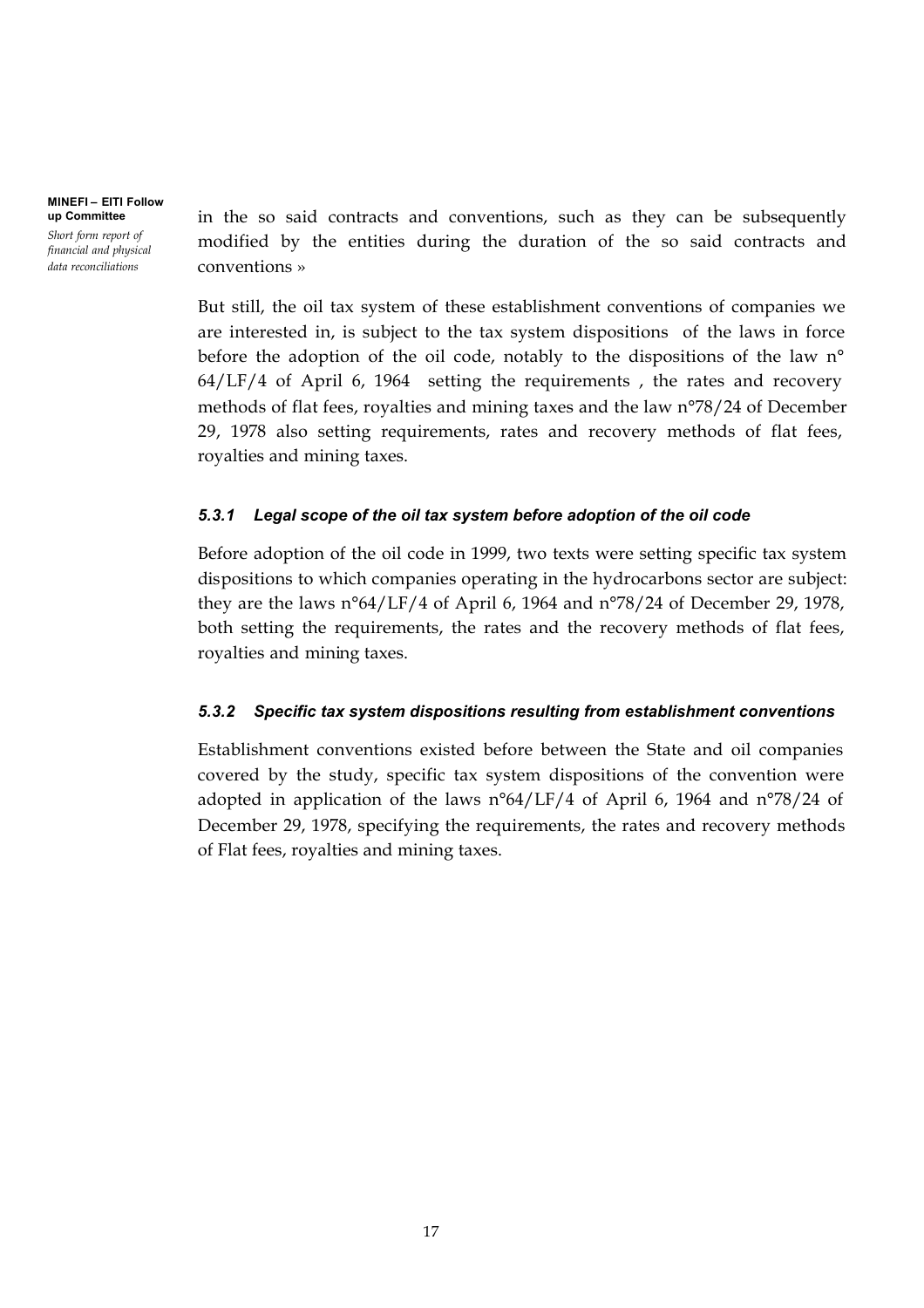in the so said contracts and conventions, such as they can be subsequently modified by the entities during the duration of the so said contracts and conventions »

But still, the oil tax system of these establishment conventions of companies we are interested in, is subject to the tax system dispositions of the laws in force before the adoption of the oil code, notably to the dispositions of the law n° 64/LF/4 of April 6, 1964 setting the requirements , the rates and recovery methods of flat fees, royalties and mining taxes and the law n°78/24 of December 29, 1978 also setting requirements, rates and recovery methods of flat fees, royalties and mining taxes.

### *5.3.1 Legal scope of the oil tax system before adoption of the oil code*

Before adoption of the oil code in 1999, two texts were setting specific tax system dispositions to which companies operating in the hydrocarbons sector are subject: they are the laws n°64/LF/4 of April 6, 1964 and n°78/24 of December 29, 1978, both setting the requirements, the rates and the recovery methods of flat fees, royalties and mining taxes.

### *5.3.2 Specific tax system dispositions resulting from establishment conventions*

Establishment conventions existed before between the State and oil companies covered by the study, specific tax system dispositions of the convention were adopted in application of the laws n°64/LF/4 of April 6, 1964 and n°78/24 of December 29, 1978, specifying the requirements, the rates and recovery methods of Flat fees, royalties and mining taxes.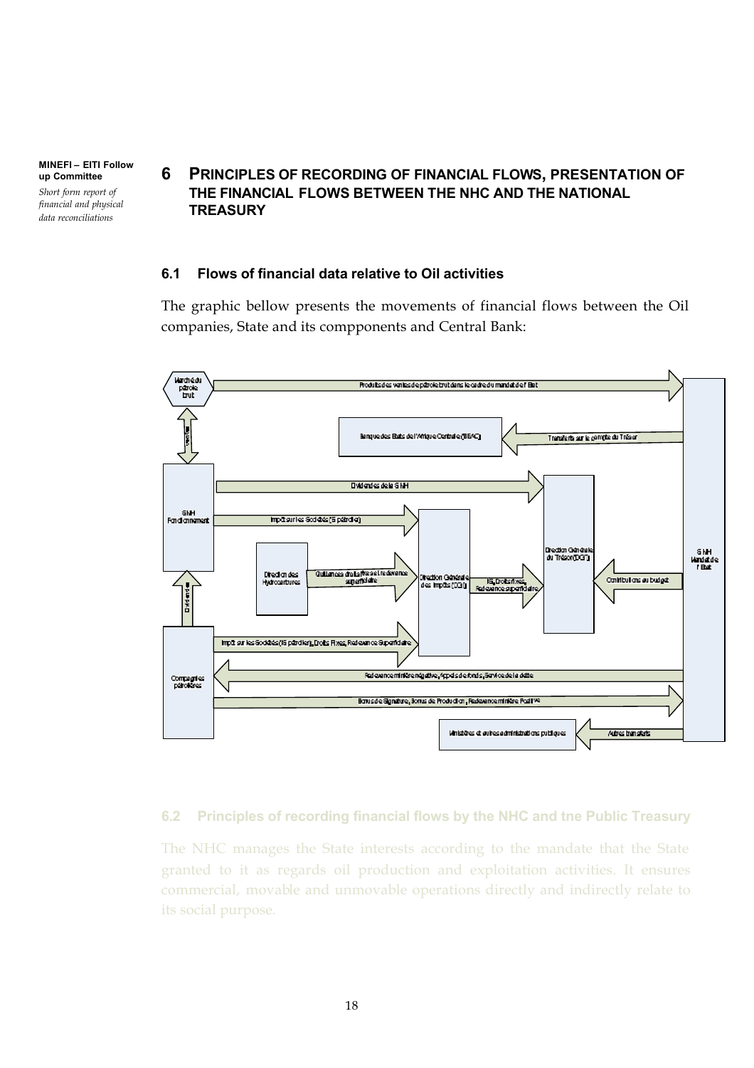# 6 PRINCIPLES OF RECORDING OF FINANCIAL FLOWS, PRESENTATION OF THE FINANCIAL FLOWS BETWEEN THE NHC AND THE NATIONAL TREASURY

## 6.1 Flows of financial data relative to Oil activities

The graphic bellow presents the movements of financial flows between the Oil companies, State and its compponents and Central Bank:

## 6.2 Principles of recording financial flows by the NHC and tne Public Treasury

The NHC manages the State interests according to the mandate that the State granted to it as regards oil production and exploitation activities. It ensures commercial, movable and unmovable operations directly and indirectly relate to its social purpose.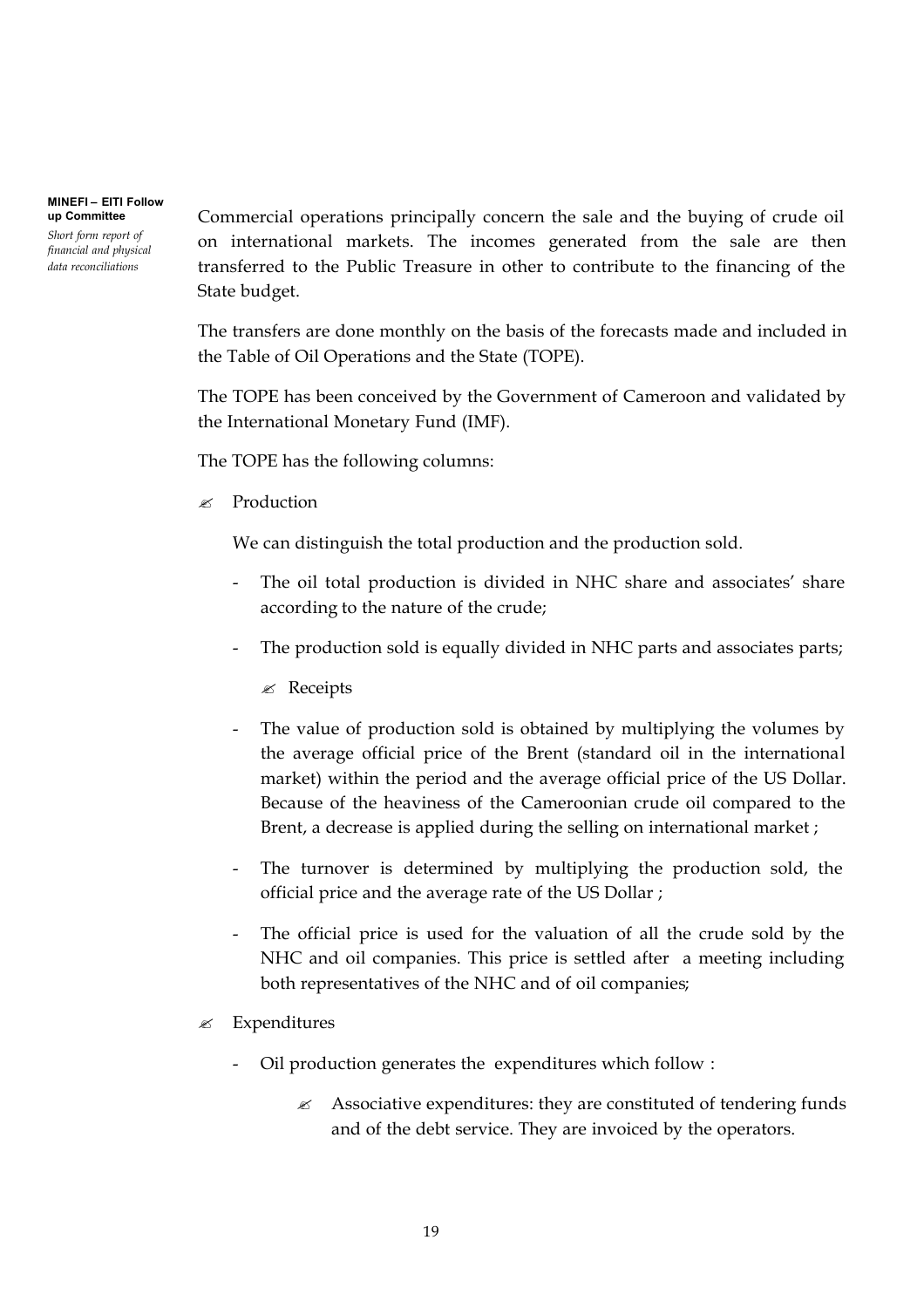Commercial operations principally concern the sale and the buying of crude oil on international markets. The incomes generated from the sale are then transferred to the Public Treasure in other to contribute to the financing of the State budget.

The transfers are done monthly on the basis of the forecasts made and included in the Table of Oil Operations and the State (TOPE).

The TOPE has been conceived by the Government of Cameroon and validated by the International Monetary Fund (IMF).

The TOPE has the following columns:

- Production

  We can distinguish the total production and the production sold.

  - The oil total production is divided in NHC share and associates' share according to the nature of the crude;
  - The production sold is equally divided in NHC parts and associates parts;

    - Receipts

  - The value of production sold is obtained by multiplying the volumes by the average official price of the Brent (standard oil in the international market) within the period and the average official price of the US Dollar. Because of the heaviness of the Cameroonian crude oil compared to the Brent, a decrease is applied during the selling on international market ;
  - The turnover is determined by multiplying the production sold, the official price and the average rate of the US Dollar ;
  - The official price is used for the valuation of all the crude sold by the NHC and oil companies. This price is settled after a meeting including both representatives of the NHC and of oil companies;

- Expenditures

  - Oil production generates the expenditures which follow :

    - Associative expenditures: they are constituted of tendering funds and of the debt service. They are invoiced by the operators.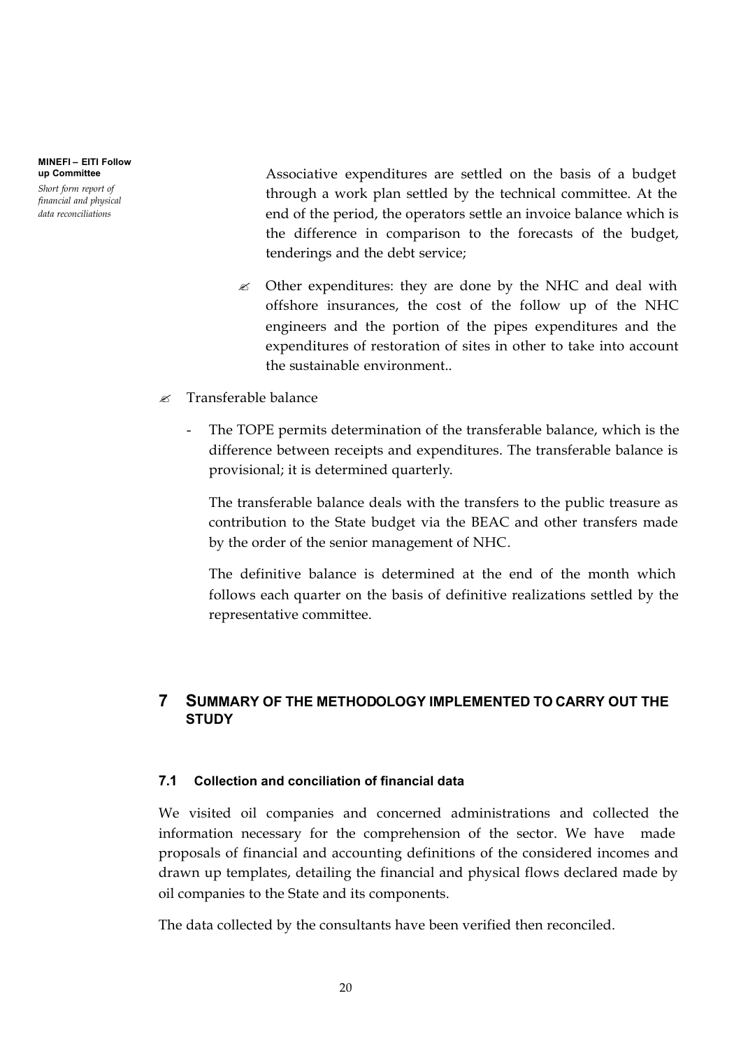Associative expenditures are settled on the basis of a budget through a work plan settled by the technical committee. At the end of the period, the operators settle an invoice balance which is the difference in comparison to the forecasts of the budget, tenderings and the debt service;

- Other expenditures: they are done by the NHC and deal with offshore insurances, the cost of the follow up of the NHC engineers and the portion of the pipes expenditures and the expenditures of restoration of sites in other to take into account the sustainable environment..

- Transferable balance

  - The TOPE permits determination of the transferable balance, which is the difference between receipts and expenditures. The transferable balance is provisional; it is determined quarterly.

    The transferable balance deals with the transfers to the public treasure as contribution to the State budget via the BEAC and other transfers made by the order of the senior management of NHC.

    The definitive balance is determined at the end of the month which follows each quarter on the basis of definitive realizations settled by the representative committee.

# 7 SUMMARY OF THE METHODOLOGY IMPLEMENTED TO CARRY OUT THE STUDY

## 7.1 Collection and conciliation of financial data

We visited oil companies and concerned administrations and collected the information necessary for the comprehension of the sector. We have made proposals of financial and accounting definitions of the considered incomes and drawn up templates, detailing the financial and physical flows declared made by oil companies to the State and its components.

The data collected by the consultants have been verified then reconciled.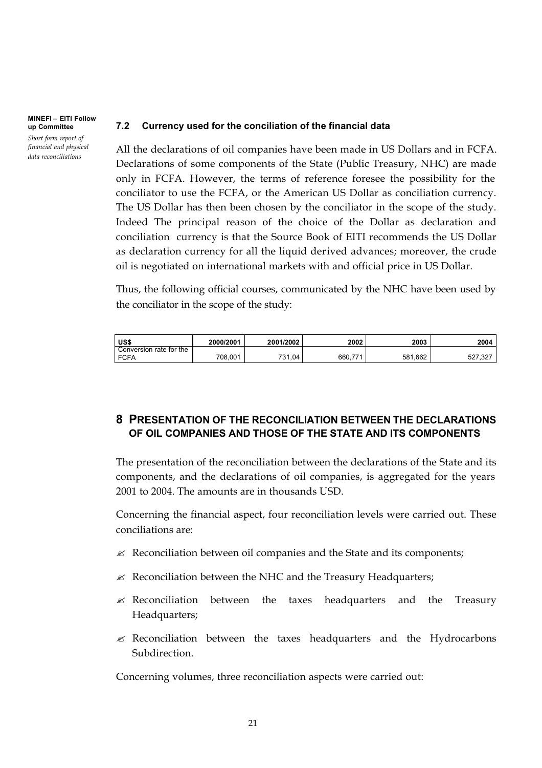### 7.2 Currency used for the conciliation of the financial data

All the declarations of oil companies have been made in US Dollars and in FCFA. Declarations of some components of the State (Public Treasury, NHC) are made only in FCFA. However, the terms of reference foresee the possibility for the conciliator to use the FCFA, or the American US Dollar as conciliation currency. The US Dollar has then been chosen by the conciliator in the scope of the study. Indeed The principal reason of the choice of the Dollar as declaration and conciliation currency is that the Source Book of EITI recommends the US Dollar as declaration currency for all the liquid derived advances; moreover, the crude oil is negotiated on international markets with and official price in US Dollar.

Thus, the following official courses, communicated by the NHC have been used by the conciliator in the scope of the study:

| US$ | 2000/2001 | 2001/2002 | 2002 | 2003 | 2004 |
|---|---|---|---|---|---|
| Conversion rate for the FCFA | 708,001 | 731,04 | 660,771 | 581,662 | 527,327 |

# 8 PRESENTATION OF THE RECONCILIATION BETWEEN THE DECLARATIONS OF OIL COMPANIES AND THOSE OF THE STATE AND ITS COMPONENTS

The presentation of the reconciliation between the declarations of the State and its components, and the declarations of oil companies, is aggregated for the years 2001 to 2004. The amounts are in thousands USD.

Concerning the financial aspect, four reconciliation levels were carried out. These conciliations are:

- Reconciliation between oil companies and the State and its components;
- Reconciliation between the NHC and the Treasury Headquarters;
- Reconciliation between the taxes headquarters and the Treasury Headquarters;
- Reconciliation between the taxes headquarters and the Hydrocarbons Subdirection.

Concerning volumes, three reconciliation aspects were carried out: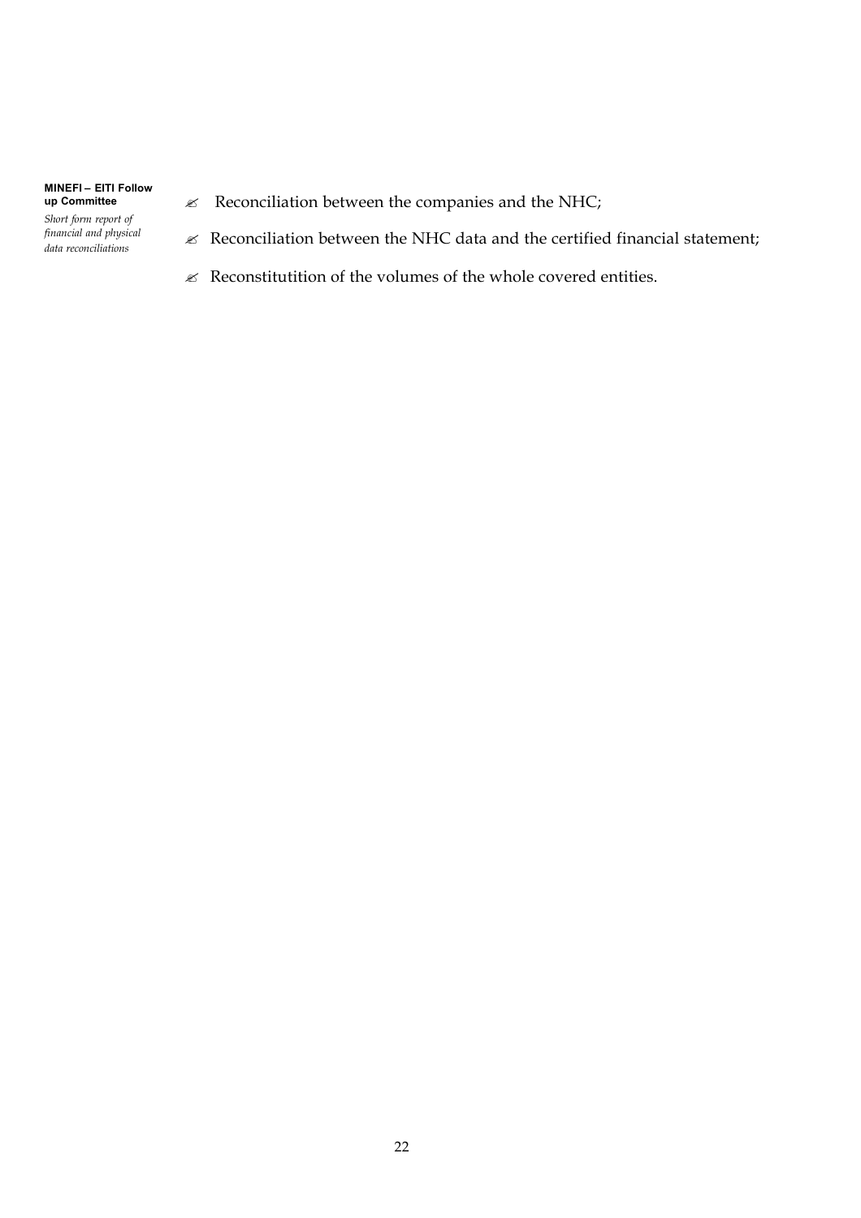- Reconciliation between the companies and the NHC;
- Reconciliation between the NHC data and the certified financial statement;
- Reconstitutition of the volumes of the whole covered entities.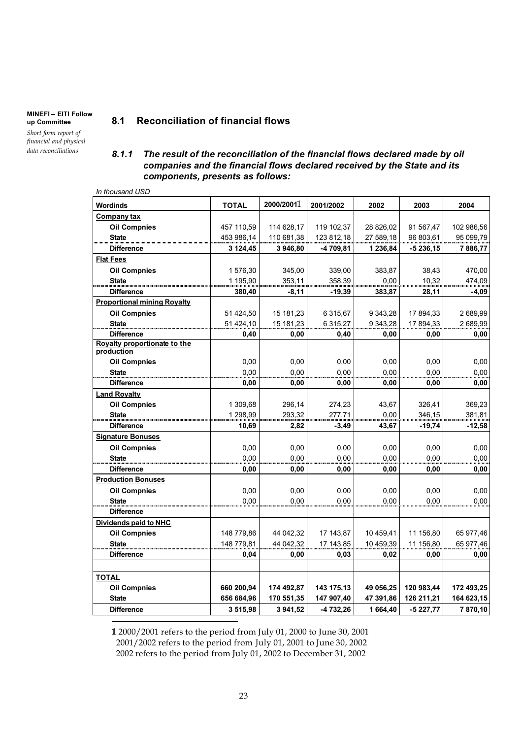**MINEFI – EITI Follow up Committee**

*Short form report of financial and physical data reconciliations*

## 8.1 Reconciliation of financial flows

### *8.1.1 The result of the reconciliation of the financial flows declared made by oil companies and the financial flows declared received by the State and its components, presents as follows:*

*In thousand USD*

| Wordinds | TOTAL | 2000/2001[1] | 2001/2002 | 2002 | 2003 | 2004 |
|---|---|---|---|---|---|---|
| **Company tax** | | | | | | |
| **Oil Compnies** | 457 110,59 | 114 628,17 | 119 102,37 | 28 826,02 | 91 567,47 | 102 986,56 |
| **State** | 453 986,14 | 110 681,38 | 123 812,18 | 27 589,18 | 96 803,61 | 95 099,79 |
| **Difference** | **3 124,45** | **3 946,80** | **-4 709,81** | **1 236,84** | **-5 236,15** | **7 886,77** |
| **Flat Fees** | | | | | | |
| **Oil Compnies** | 1 576,30 | 345,00 | 339,00 | 383,87 | 38,43 | 470,00 |
| **State** | 1 195,90 | 353,11 | 358,39 | 0,00 | 10,32 | 474,09 |
| **Difference** | **380,40** | **-8,11** | **-19,39** | **383,87** | **28,11** | **-4,09** |
| **Proportional mining Royalty** | | | | | | |
| **Oil Compnies** | 51 424,50 | 15 181,23 | 6 315,67 | 9 343,28 | 17 894,33 | 2 689,99 |
| **State** | 51 424,10 | 15 181,23 | 6 315,27 | 9 343,28 | 17 894,33 | 2 689,99 |
| **Difference** | **0,40** | **0,00** | **0,40** | **0,00** | **0,00** | **0,00** |
| **Royalty proportionate to the production** | | | | | | |
| **Oil Compnies** | 0,00 | 0,00 | 0,00 | 0,00 | 0,00 | 0,00 |
| **State** | 0,00 | 0,00 | 0,00 | 0,00 | 0,00 | 0,00 |
| **Difference** | **0,00** | **0,00** | **0,00** | **0,00** | **0,00** | **0,00** |
| **Land Royalty** | | | | | | |
| **Oil Compnies** | 1 309,68 | 296,14 | 274,23 | 43,67 | 326,41 | 369,23 |
| **State** | 1 298,99 | 293,32 | 277,71 | 0,00 | 346,15 | 381,81 |
| **Difference** | **10,69** | **2,82** | **-3,49** | **43,67** | **-19,74** | **-12,58** |
| **Signature Bonuses** | | | | | | |
| **Oil Compnies** | 0,00 | 0,00 | 0,00 | 0,00 | 0,00 | 0,00 |
| **State** | 0,00 | 0,00 | 0,00 | 0,00 | 0,00 | 0,00 |
| **Difference** | **0,00** | **0,00** | **0,00** | **0,00** | **0,00** | **0,00** |
| **Production Bonuses** | | | | | | |
| **Oil Compnies** | 0,00 | 0,00 | 0,00 | 0,00 | 0,00 | 0,00 |
| **State** | 0,00 | 0,00 | 0,00 | 0,00 | 0,00 | 0,00 |
| **Difference** | | | | | | |
| **Dividends paid to NHC** | | | | | | |
| **Oil Compnies** | 148 779,86 | 44 042,32 | 17 143,87 | 10 459,41 | 11 156,80 | 65 977,46 |
| **State** | 148 779,81 | 44 042,32 | 17 143,85 | 10 459,39 | 11 156,80 | 65 977,46 |
| **Difference** | **0,04** | **0,00** | **0,03** | **0,02** | **0,00** | **0,00** |
| | | | | | | |
| **TOTAL** | | | | | | |
| **Oil Compnies** | **660 200,94** | **174 492,87** | **143 175,13** | **49 056,25** | **120 983,44** | **172 493,25** |
| **State** | **656 684,96** | **170 551,35** | **147 907,40** | **47 391,86** | **126 211,21** | **164 623,15** |
| **Difference** | **3 515,98** | **3 941,52** | **-4 732,26** | **1 664,40** | **-5 227,77** | **7 870,10** |

**1** 2000/2001 refers to the period from July 01, 2000 to June 30, 2001
2001/2002 refers to the period from July 01, 2001 to June 30, 2002
2002 refers to the period from July 01, 2002 to December 31, 2002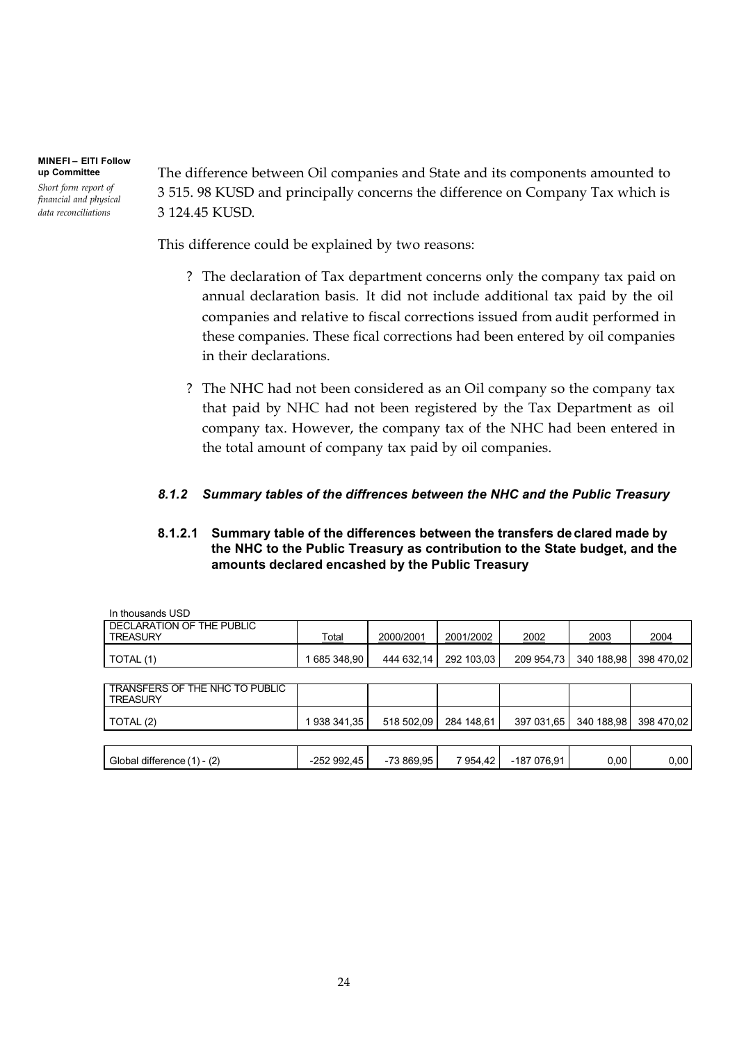The difference between Oil companies and State and its components amounted to 3 515. 98 KUSD and principally concerns the difference on Company Tax which is 3 124.45 KUSD.

This difference could be explained by two reasons:

- ? The declaration of Tax department concerns only the company tax paid on annual declaration basis. It did not include additional tax paid by the oil companies and relative to fiscal corrections issued from audit performed in these companies. These fical corrections had been entered by oil companies in their declarations.

- ? The NHC had not been considered as an Oil company so the company tax that paid by NHC had not been registered by the Tax Department as oil company tax. However, the company tax of the NHC had been entered in the total amount of company tax paid by oil companies.

### *8.1.2 Summary tables of the diffrences between the NHC and the Public Treasury*

#### 8.1.2.1 Summary table of the differences between the transfers de clared made by the NHC to the Public Treasury as contribution to the State budget, and the amounts declared encashed by the Public Treasury

In thousands USD

| DECLARATION OF THE PUBLIC TREASURY | Total | 2000/2001 | 2001/2002 | 2002 | 2003 | 2004 |
|---|---|---|---|---|---|---|
| TOTAL (1) | 1 685 348,90 | 444 632,14 | 292 103,03 | 209 954,73 | 340 188,98 | 398 470,02 |
| TRANSFERS OF THE NHC TO PUBLIC TREASURY | | | | | | |
| TOTAL (2) | 1 938 341,35 | 518 502,09 | 284 148,61 | 397 031,65 | 340 188,98 | 398 470,02 |
| Global difference (1) - (2) | -252 992,45 | -73 869,95 | 7 954,42 | -187 076,91 | 0,00 | 0,00 |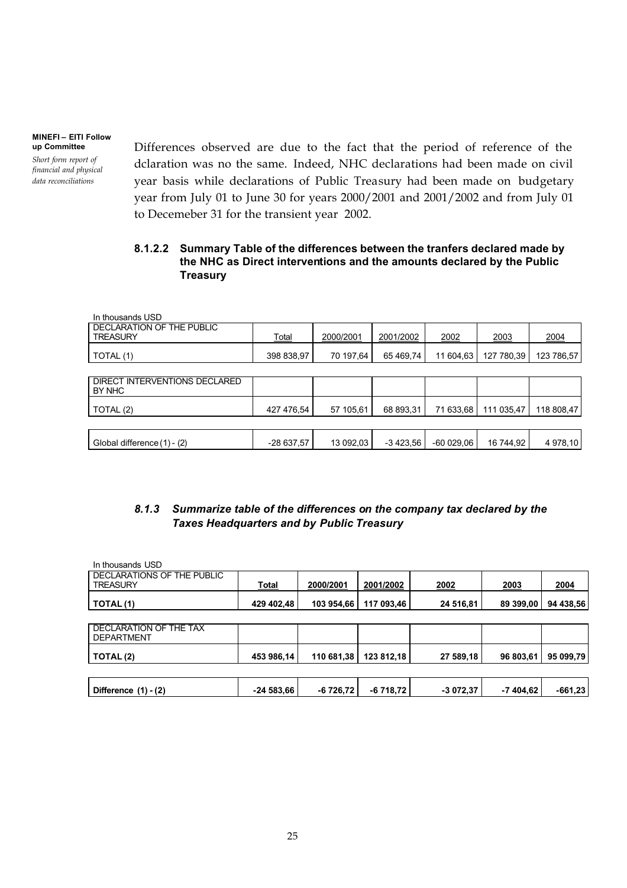Differences observed are due to the fact that the period of reference of the dclaration was no the same. Indeed, NHC declarations had been made on civil year basis while declarations of Public Treasury had been made on budgetary year from July 01 to June 30 for years 2000/2001 and 2001/2002 and from July 01 to Decemeber 31 for the transient year 2002.

#### 8.1.2.2 Summary Table of the differences between the tranfers declared made by the NHC as Direct interventions and the amounts declared by the Public Treasury

In thousands USD

| DECLARATION OF THE PUBLIC TREASURY | Total | 2000/2001 | 2001/2002 | 2002 | 2003 | 2004 |
|---|---|---|---|---|---|---|
| TOTAL (1) | 398 838,97 | 70 197,64 | 65 469,74 | 11 604,63 | 127 780,39 | 123 786,57 |
| DIRECT INTERVENTIONS DECLARED BY NHC | | | | | | |
| TOTAL (2) | 427 476,54 | 57 105,61 | 68 893,31 | 71 633,68 | 111 035,47 | 118 808,47 |
| Global difference (1) - (2) | -28 637,57 | 13 092,03 | -3 423,56 | -60 029,06 | 16 744,92 | 4 978,10 |

### *8.1.3 Summarize table of the differences on the company tax declared by the Taxes Headquarters and by Public Treasury*

In thousands USD

| DECLARATIONS OF THE PUBLIC TREASURY | **Total** | **2000/2001** | **2001/2002** | **2002** | **2003** | **2004** |
|---|---|---|---|---|---|---|
| **TOTAL (1)** | **429 402,48** | **103 954,66** | **117 093,46** | **24 516,81** | **89 399,00** | **94 438,56** |
| DECLARATION OF THE TAX DEPARTMENT | | | | | | |
| **TOTAL (2)** | **453 986,14** | **110 681,38** | **123 812,18** | **27 589,18** | **96 803,61** | **95 099,79** |
| **Difference (1) - (2)** | **-24 583,66** | **-6 726,72** | **-6 718,72** | **-3 072,37** | **-7 404,62** | **-661,23** |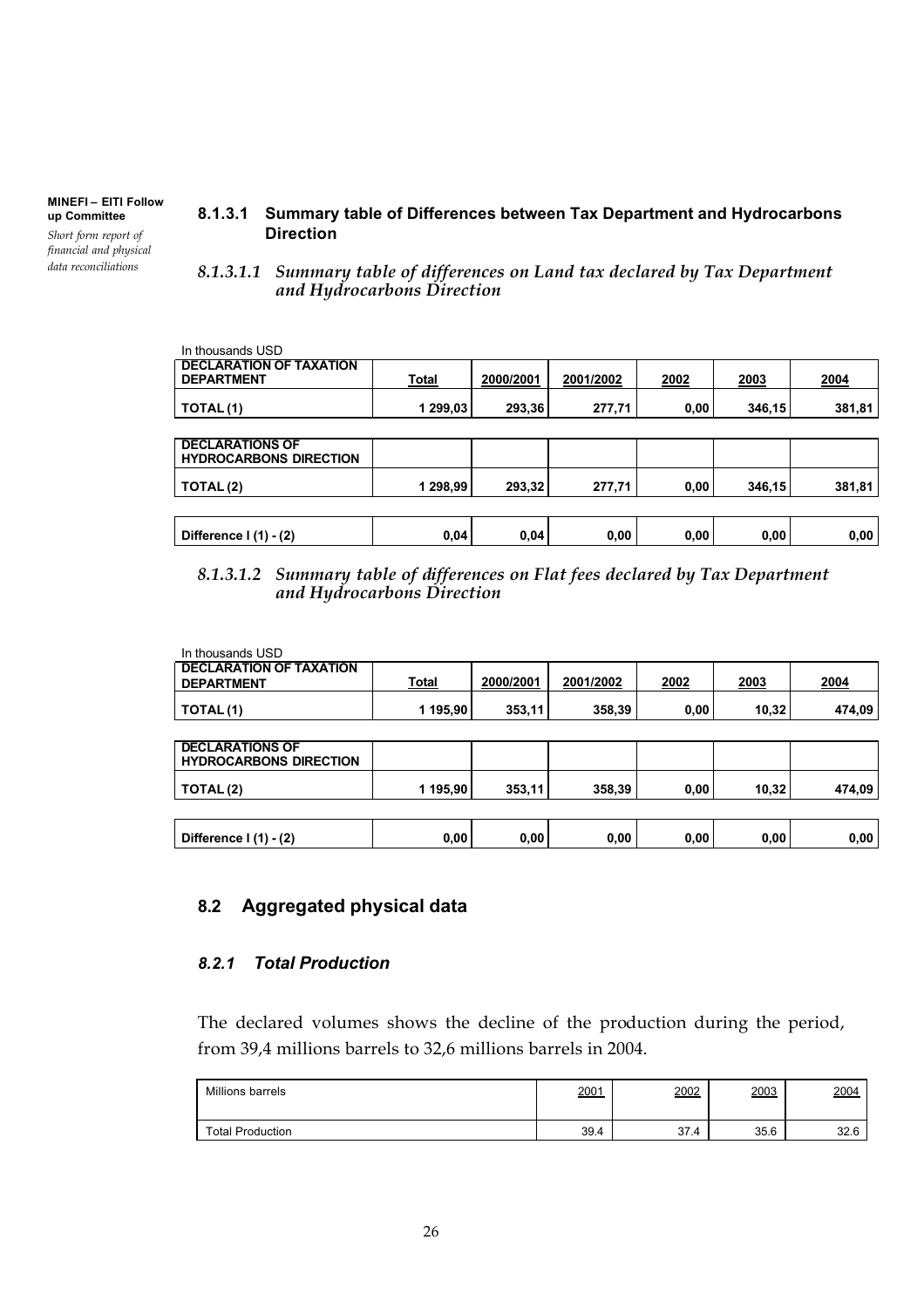#### 8.1.3.1 Summary table of Differences between Tax Department and Hydrocarbons Direction

##### *8.1.3.1.1 Summary table of differences on Land tax declared by Tax Department and Hydrocarbons Direction*

In thousands USD

| DECLARATION OF TAXATION DEPARTMENT | Total | 2000/2001 | 2001/2002 | 2002 | 2003 | 2004 |
|---|---|---|---|---|---|---|
| TOTAL (1) | 1 299,03 | 293,36 | 277,71 | 0,00 | 346,15 | 381,81 |
| **DECLARATIONS OF HYDROCARBONS DIRECTION** | | | | | | |
| TOTAL (2) | 1 298,99 | 293,32 | 277,71 | 0,00 | 346,15 | 381,81 |
| Difference I (1) - (2) | 0,04 | 0,04 | 0,00 | 0,00 | 0,00 | 0,00 |

##### *8.1.3.1.2 Summary table of differences on Flat fees declared by Tax Department and Hydrocarbons Direction*

In thousands USD

| DECLARATION OF TAXATION DEPARTMENT | Total | 2000/2001 | 2001/2002 | 2002 | 2003 | 2004 |
|---|---|---|---|---|---|---|
| TOTAL (1) | 1 195,90 | 353,11 | 358,39 | 0,00 | 10,32 | 474,09 |
| **DECLARATIONS OF HYDROCARBONS DIRECTION** | | | | | | |
| TOTAL (2) | 1 195,90 | 353,11 | 358,39 | 0,00 | 10,32 | 474,09 |
| Difference I (1) - (2) | 0,00 | 0,00 | 0,00 | 0,00 | 0,00 | 0,00 |

## 8.2 Aggregated physical data

### *8.2.1 Total Production*

The declared volumes shows the decline of the production during the period, from 39,4 millions barrels to 32,6 millions barrels in 2004.

| Millions barrels | 2001 | 2002 | 2003 | 2004 |
|---|---|---|---|---|
| Total Production | 39.4 | 37.4 | 35.6 | 32.6 |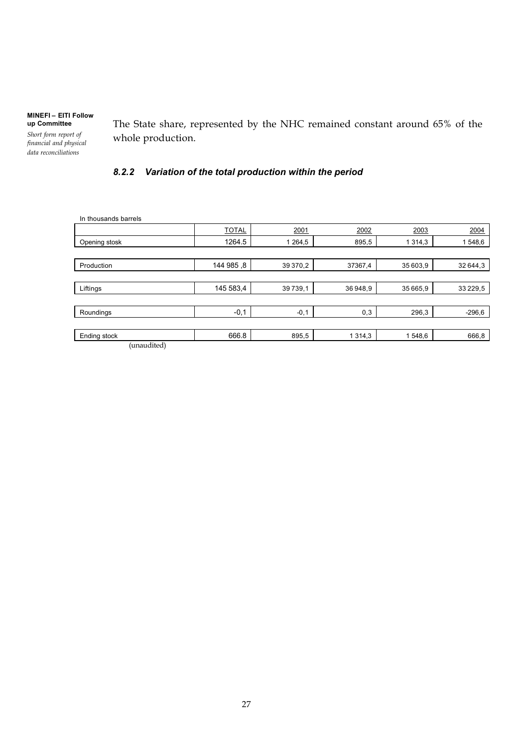The State share, represented by the NHC remained constant around 65% of the whole production.

### *8.2.2 Variation of the total production within the period*

In thousands barrels

| | TOTAL | 2001 | 2002 | 2003 | 2004 |
|---|---|---|---|---|---|
| Opening stosk | 1264.5 | 1 264,5 | 895,5 | 1 314,3 | 1 548,6 |
| Production | 144 985 ,8 | 39 370,2 | 37367,4 | 35 603,9 | 32 644,3 |
| Liftings | 145 583,4 | 39 739,1 | 36 948,9 | 35 665,9 | 33 229,5 |
| Roundings | -0,1 | -0,1 | 0,3 | 296,3 | -296,6 |
| Ending stock | 666.8 | 895,5 | 1 314,3 | 1 548,6 | 666,8 |

(unaudited)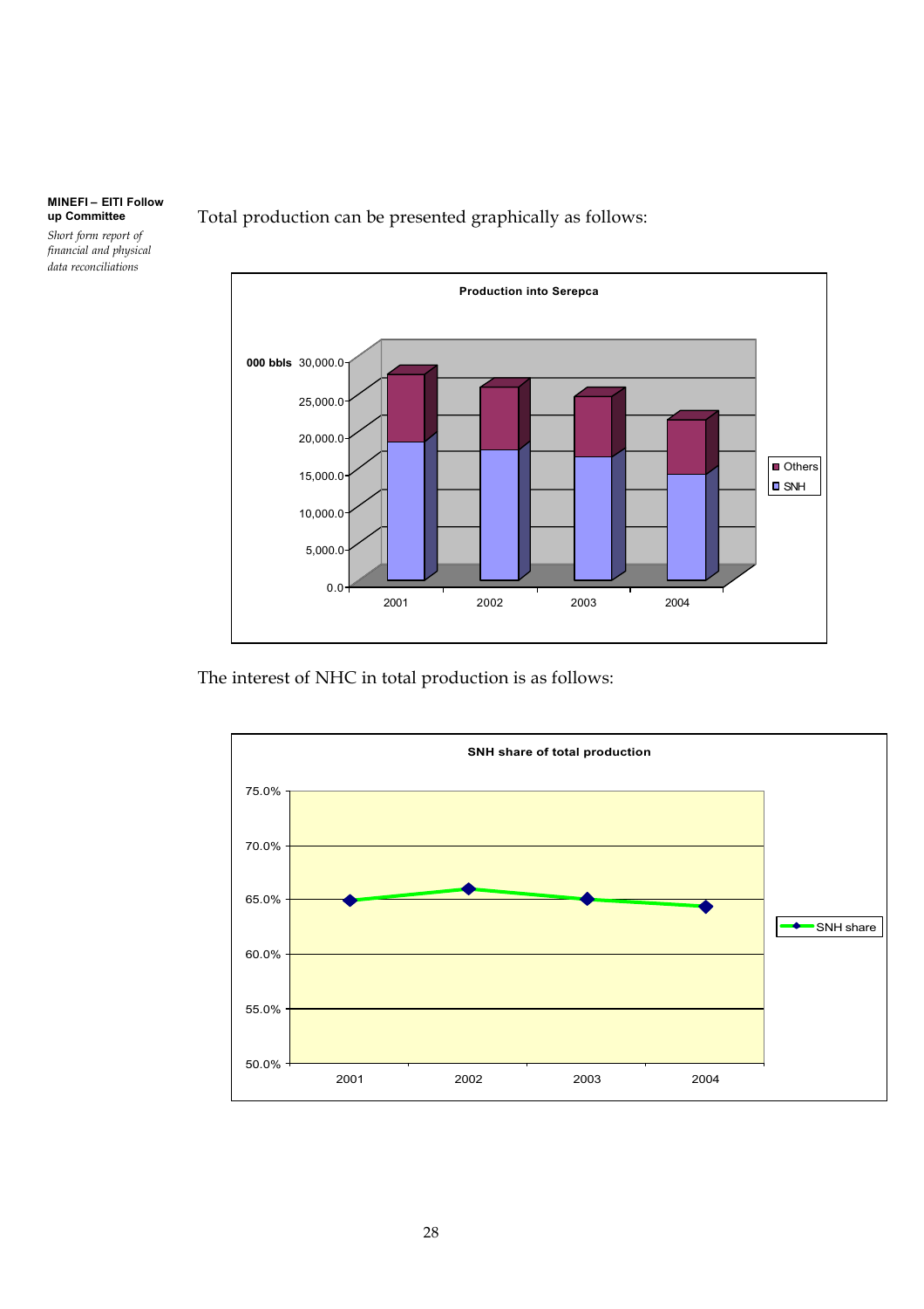Total production can be presented graphically as follows:

**Production into Serepca**

000 bbls

| | SNH | Others |
|---|---|---|
| 2001 | | |
| 2002 | | |
| 2003 | | |
| 2004 | | |

The interest of NHC in total production is as follows:

**SNH share of total production**

SNH share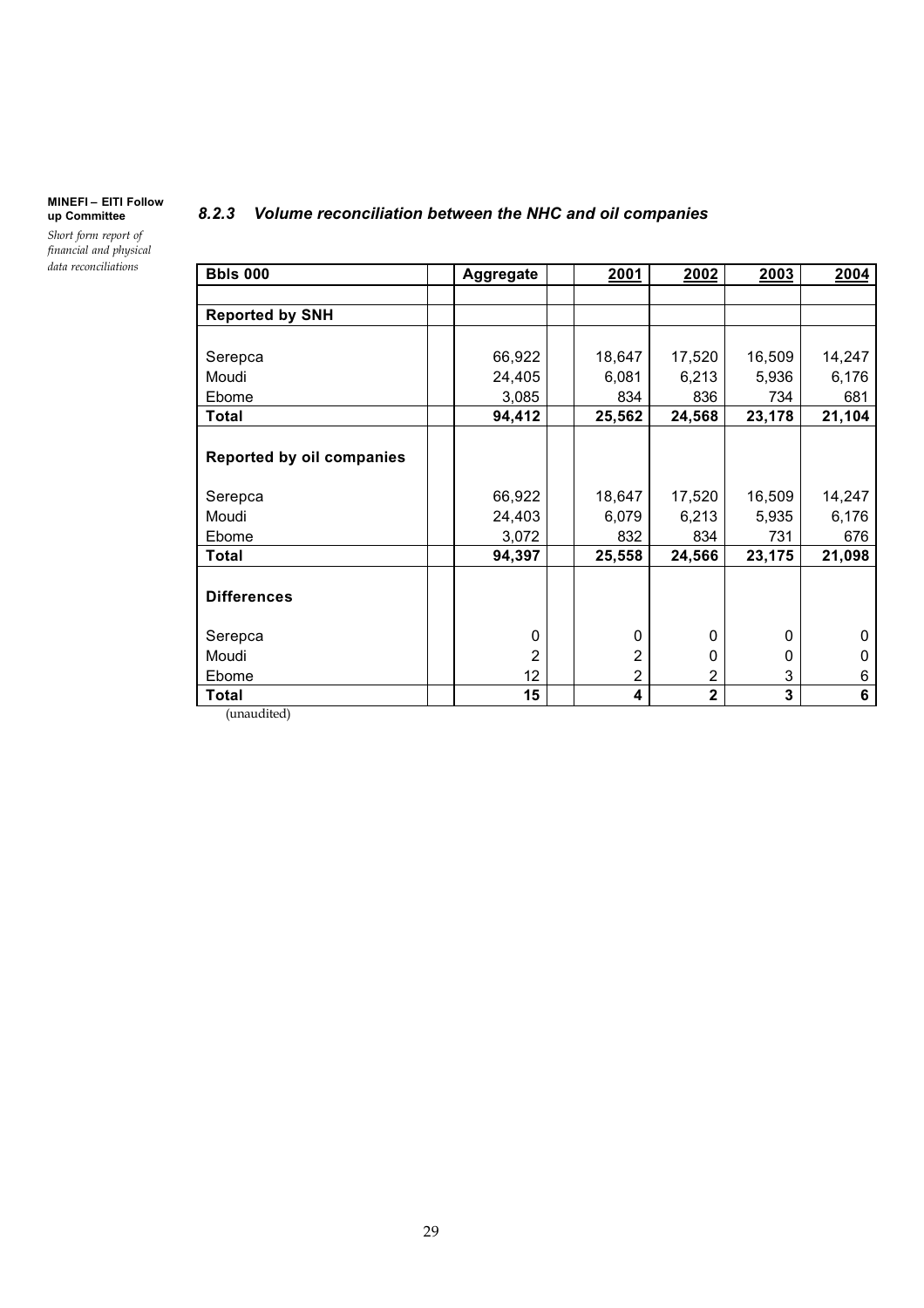### 8.2.3 Volume reconciliation between the NHC and oil companies

| Bbls 000 | Aggregate | 2001 | 2002 | 2003 | 2004 |
|---|---|---|---|---|---|
| **Reported by SNH** | | | | | |
| Serepca | 66,922 | 18,647 | 17,520 | 16,509 | 14,247 |
| Moudi | 24,405 | 6,081 | 6,213 | 5,936 | 6,176 |
| Ebome | 3,085 | 834 | 836 | 734 | 681 |
| **Total** | **94,412** | **25,562** | **24,568** | **23,178** | **21,104** |
| **Reported by oil companies** | | | | | |
| Serepca | 66,922 | 18,647 | 17,520 | 16,509 | 14,247 |
| Moudi | 24,403 | 6,079 | 6,213 | 5,935 | 6,176 |
| Ebome | 3,072 | 832 | 834 | 731 | 676 |
| **Total** | **94,397** | **25,558** | **24,566** | **23,175** | **21,098** |
| **Differences** | | | | | |
| Serepca | 0 | 0 | 0 | 0 | 0 |
| Moudi | 2 | 2 | 0 | 0 | 0 |
| Ebome | 12 | 2 | 2 | 3 | 6 |
| **Total** | **15** | **4** | **2** | **3** | **6** |

(unaudited)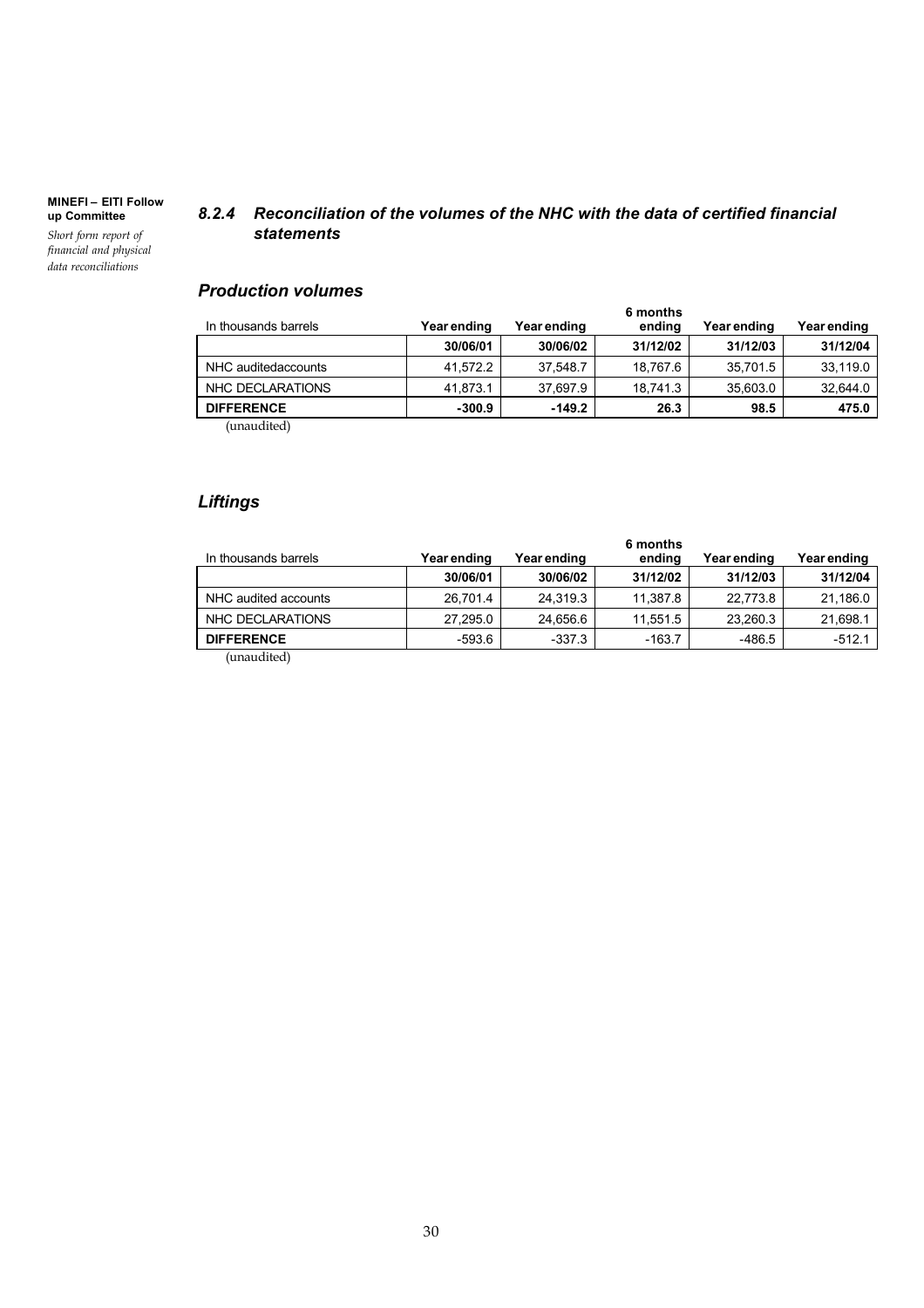### 8.2.4 Reconciliation of the volumes of the NHC with the data of certified financial statements

#### *Production volumes*

| In thousands barrels | Year ending | Year ending | 6 months ending | Year ending | Year ending |
|---|---|---|---|---|---|
| | **30/06/01** | **30/06/02** | **31/12/02** | **31/12/03** | **31/12/04** |
| NHC auditedaccounts | 41,572.2 | 37,548.7 | 18,767.6 | 35,701.5 | 33,119.0 |
| NHC DECLARATIONS | 41,873.1 | 37,697.9 | 18,741.3 | 35,603.0 | 32,644.0 |
| **DIFFERENCE** | **-300.9** | **-149.2** | **26.3** | **98.5** | **475.0** |

(unaudited)

#### *Liftings*

| In thousands barrels | Year ending | Year ending | 6 months ending | Year ending | Year ending |
|---|---|---|---|---|---|
| | **30/06/01** | **30/06/02** | **31/12/02** | **31/12/03** | **31/12/04** |
| NHC audited accounts | 26,701.4 | 24,319.3 | 11,387.8 | 22,773.8 | 21,186.0 |
| NHC DECLARATIONS | 27,295.0 | 24,656.6 | 11,551.5 | 23,260.3 | 21,698.1 |
| **DIFFERENCE** | -593.6 | -337.3 | -163.7 | -486.5 | -512.1 |

(unaudited)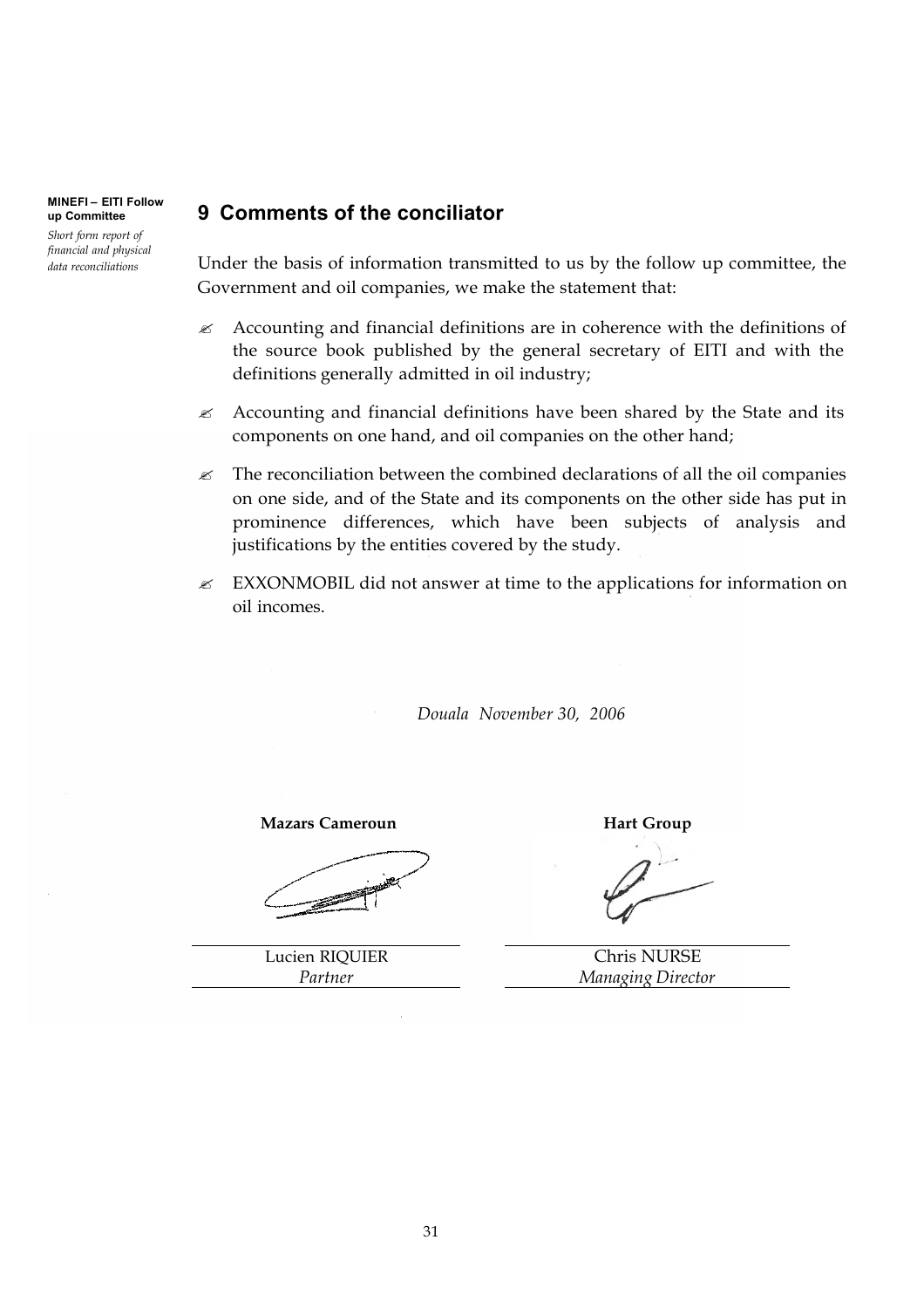## 9 Comments of the conciliator

Under the basis of information transmitted to us by the follow up committee, the Government and oil companies, we make the statement that:

- Accounting and financial definitions are in coherence with the definitions of the source book published by the general secretary of EITI and with the definitions generally admitted in oil industry;
- Accounting and financial definitions have been shared by the State and its components on one hand, and oil companies on the other hand;
- The reconciliation between the combined declarations of all the oil companies on one side, and of the State and its components on the other side has put in prominence differences, which have been subjects of analysis and justifications by the entities covered by the study.
- EXXONMOBIL did not answer at time to the applications for information on oil incomes.

*Douala November 30, 2006*

| **Mazars Cameroun** | **Hart Group** |
|---|---|
| Lucien RIQUIER | Chris NURSE |
| *Partner* | *Managing Director* |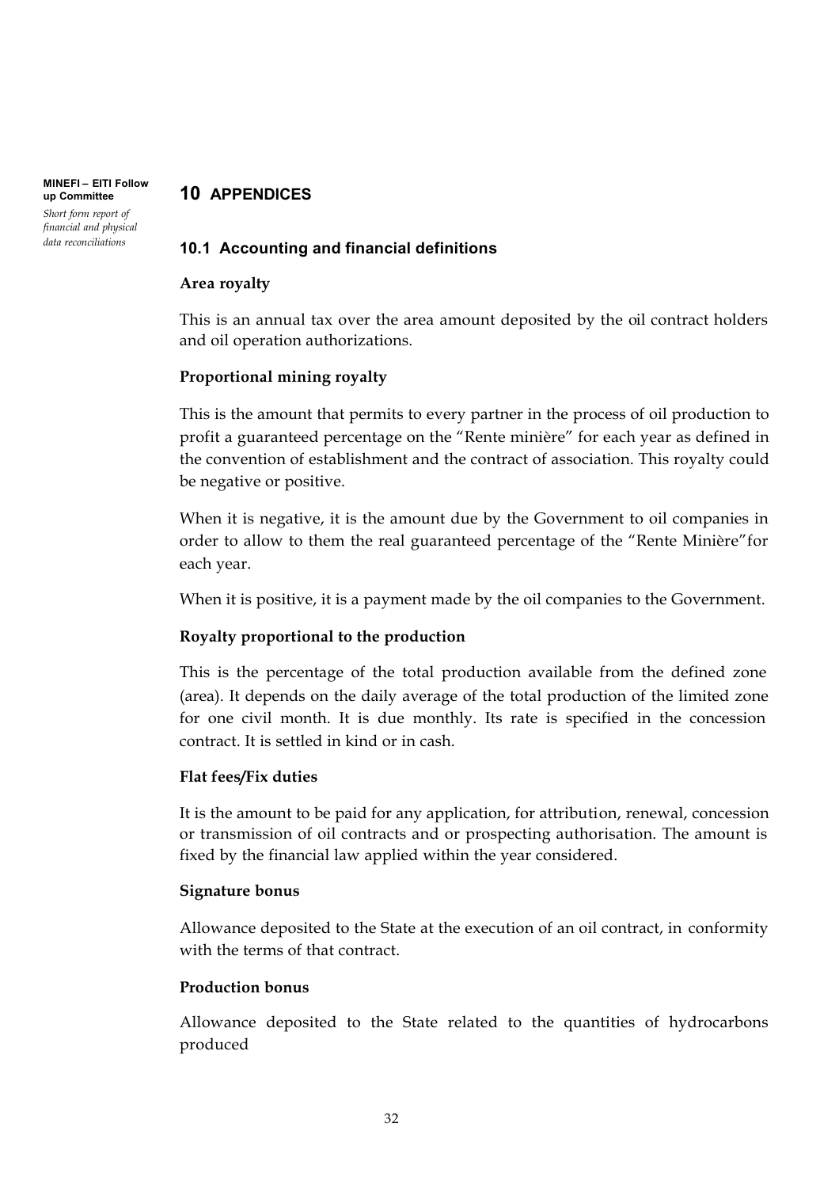# 10 APPENDICES

## 10.1 Accounting and financial definitions

**Area royalty**

This is an annual tax over the area amount deposited by the oil contract holders and oil operation authorizations.

**Proportional mining royalty**

This is the amount that permits to every partner in the process of oil production to profit a guaranteed percentage on the "Rente minière" for each year as defined in the convention of establishment and the contract of association. This royalty could be negative or positive.

When it is negative, it is the amount due by the Government to oil companies in order to allow to them the real guaranteed percentage of the "Rente Minière"for each year.

When it is positive, it is a payment made by the oil companies to the Government.

**Royalty proportional to the production**

This is the percentage of the total production available from the defined zone (area). It depends on the daily average of the total production of the limited zone for one civil month. It is due monthly. Its rate is specified in the concession contract. It is settled in kind or in cash.

**Flat fees/Fix duties**

It is the amount to be paid for any application, for attribution, renewal, concession or transmission of oil contracts and or prospecting authorisation. The amount is fixed by the financial law applied within the year considered.

**Signature bonus**

Allowance deposited to the State at the execution of an oil contract, in conformity with the terms of that contract.

**Production bonus**

Allowance deposited to the State related to the quantities of hydrocarbons produced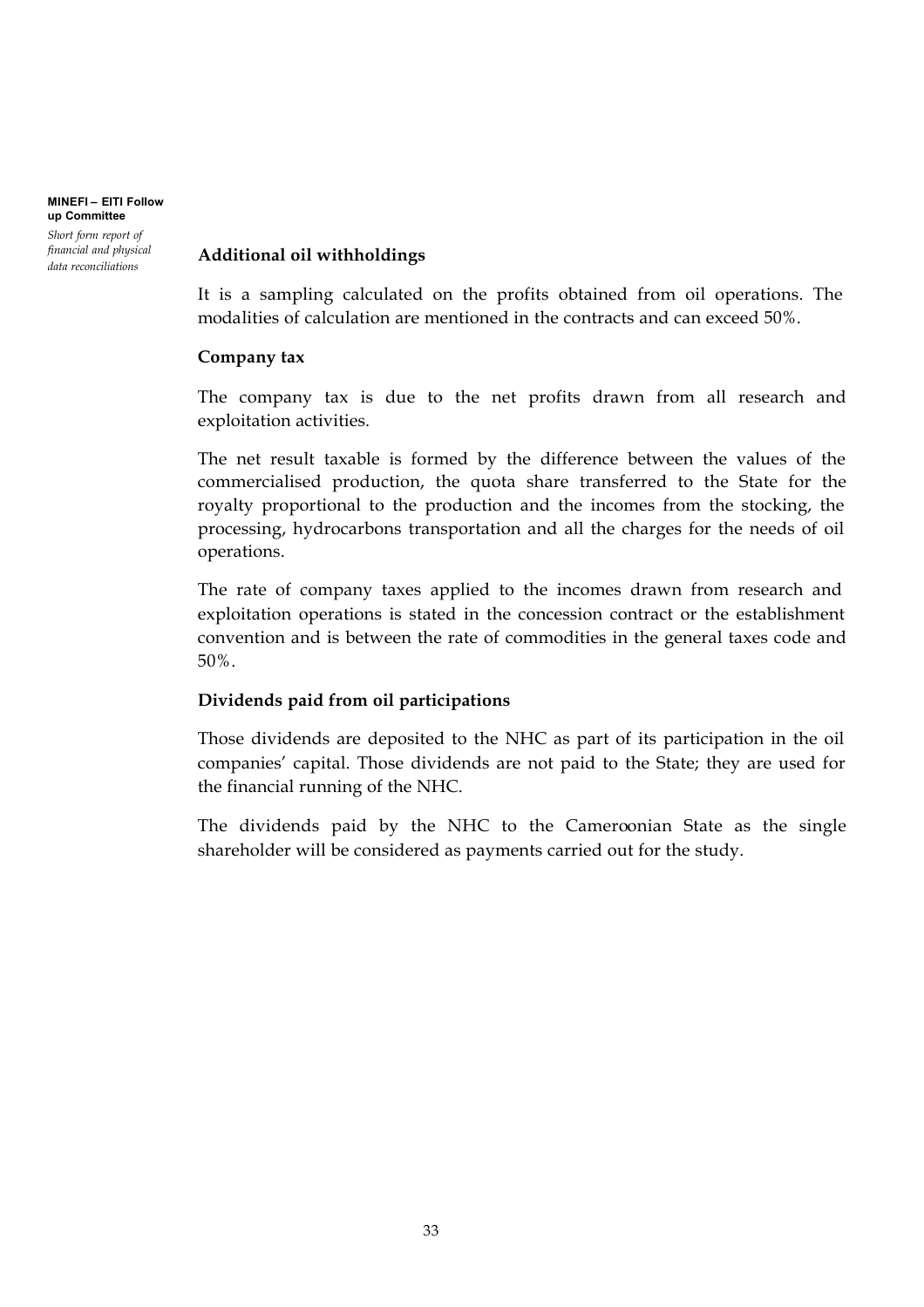### Additional oil withholdings

It is a sampling calculated on the profits obtained from oil operations. The modalities of calculation are mentioned in the contracts and can exceed 50%.

### Company tax

The company tax is due to the net profits drawn from all research and exploitation activities.

The net result taxable is formed by the difference between the values of the commercialised production, the quota share transferred to the State for the royalty proportional to the production and the incomes from the stocking, the processing, hydrocarbons transportation and all the charges for the needs of oil operations.

The rate of company taxes applied to the incomes drawn from research and exploitation operations is stated in the concession contract or the establishment convention and is between the rate of commodities in the general taxes code and 50%.

### Dividends paid from oil participations

Those dividends are deposited to the NHC as part of its participation in the oil companies' capital. Those dividends are not paid to the State; they are used for the financial running of the NHC.

The dividends paid by the NHC to the Cameroonian State as the single shareholder will be considered as payments carried out for the study.